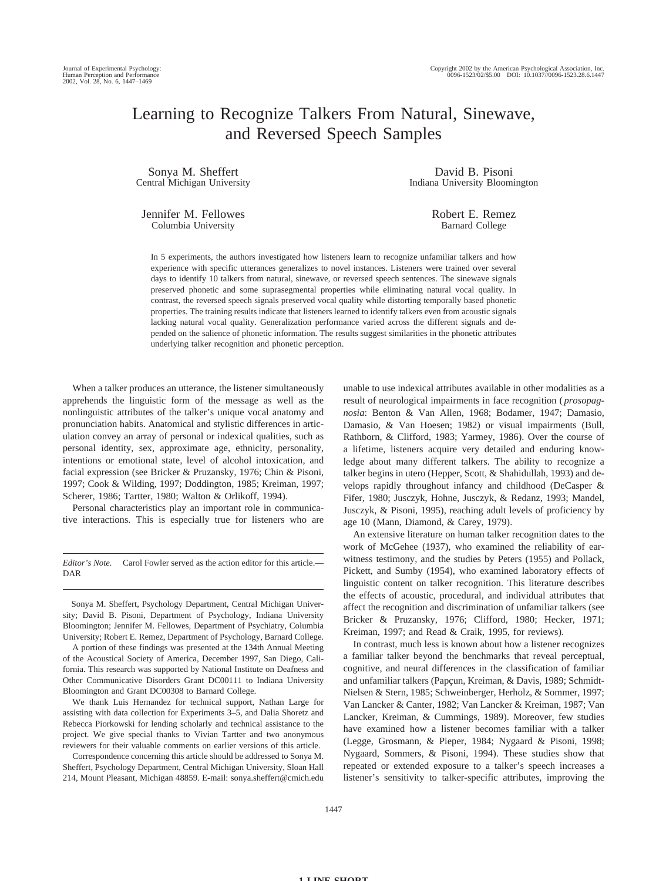# Learning to Recognize Talkers From Natural, Sinewave, and Reversed Speech Samples

Sonya M. Sheffert
Central Michigan University

David B. Pisoni
Indiana University Bloomington

Jennifer M. Fellowes
Columbia University

Robert E. Remez
Barnard College

In 5 experiments, the authors investigated how listeners learn to recognize unfamiliar talkers and how experience with specific utterances generalizes to novel instances. Listeners were trained over several days to identify 10 talkers from natural, sinewave, or reversed speech sentences. The sinewave signals preserved phonetic and some suprasegmental properties while eliminating natural vocal quality. In contrast, the reversed speech signals preserved vocal quality while distorting temporally based phonetic properties. The training results indicate that listeners learned to identify talkers even from acoustic signals lacking natural vocal quality. Generalization performance varied across the different signals and depended on the salience of phonetic information. The results suggest similarities in the phonetic attributes underlying talker recognition and phonetic perception.

When a talker produces an utterance, the listener simultaneously apprehends the linguistic form of the message as well as the nonlinguistic attributes of the talker's unique vocal anatomy and pronunciation habits. Anatomical and stylistic differences in articulation convey an array of personal or indexical qualities, such as personal identity, sex, approximate age, ethnicity, personality, intentions or emotional state, level of alcohol intoxication, and facial expression (see Bricker & Pruzansky, 1976; Chin & Pisoni, 1997; Cook & Wilding, 1997; Doddington, 1985; Kreiman, 1997; Scherer, 1986; Tartter, 1980; Walton & Orlikoff, 1994).

Personal characteristics play an important role in communicative interactions. This is especially true for listeners who are unable to use indexical attributes available in other modalities as a result of neurological impairments in face recognition (*prosopagnosia*: Benton & Van Allen, 1968; Bodamer, 1947; Damasio, Damasio, & Van Hoesen; 1982) or visual impairments (Bull, Rathborn, & Clifford, 1983; Yarmey, 1986). Over the course of a lifetime, listeners acquire very detailed and enduring knowledge about many different talkers. The ability to recognize a talker begins in utero (Hepper, Scott, & Shahidullah, 1993) and develops rapidly throughout infancy and childhood (DeCasper & Fifer, 1980; Jusczyk, Hohne, Jusczyk, & Redanz, 1993; Mandel, Jusczyk, & Pisoni, 1995), reaching adult levels of proficiency by age 10 (Mann, Diamond, & Carey, 1979).

An extensive literature on human talker recognition dates to the work of McGehee (1937), who examined the reliability of earwitness testimony, and the studies by Peters (1955) and Pollack, Pickett, and Sumby (1954), who examined laboratory effects of linguistic content on talker recognition. This literature describes the effects of acoustic, procedural, and individual attributes that affect the recognition and discrimination of unfamiliar talkers (see Bricker & Pruzansky, 1976; Clifford, 1980; Hecker, 1971; Kreiman, 1997; and Read & Craik, 1995, for reviews).

In contrast, much less is known about how a listener recognizes a familiar talker beyond the benchmarks that reveal perceptual, cognitive, and neural differences in the classification of familiar and unfamiliar talkers (Papçun, Kreiman, & Davis, 1989; Schmidt-Nielsen & Stern, 1985; Schweinberger, Herholz, & Sommer, 1997; Van Lancker & Canter, 1982; Van Lancker & Kreiman, 1987; Van Lancker, Kreiman, & Cummings, 1989). Moreover, few studies have examined how a listener becomes familiar with a talker (Legge, Grosmann, & Pieper, 1984; Nygaard & Pisoni, 1998; Nygaard, Sommers, & Pisoni, 1994). These studies show that repeated or extended exposure to a talker's speech increases a listener's sensitivity to talker-specific attributes, improving the

*Editor's Note.* Carol Fowler served as the action editor for this article.—DAR

Sonya M. Sheffert, Psychology Department, Central Michigan University; David B. Pisoni, Department of Psychology, Indiana University Bloomington; Jennifer M. Fellowes, Department of Psychiatry, Columbia University; Robert E. Remez, Department of Psychology, Barnard College.

A portion of these findings was presented at the 134th Annual Meeting of the Acoustical Society of America, December 1997, San Diego, California. This research was supported by National Institute on Deafness and Other Communicative Disorders Grant DC00111 to Indiana University Bloomington and Grant DC00308 to Barnard College.

We thank Luis Hernandez for technical support, Nathan Large for assisting with data collection for Experiments 3–5, and Dalia Shoretz and Rebecca Piorkowski for lending scholarly and technical assistance to the project. We give special thanks to Vivian Tartter and two anonymous reviewers for their valuable comments on earlier versions of this article.

Correspondence concerning this article should be addressed to Sonya M. Sheffert, Psychology Department, Central Michigan University, Sloan Hall 214, Mount Pleasant, Michigan 48859. E-mail: sonya.sheffert@cmich.edu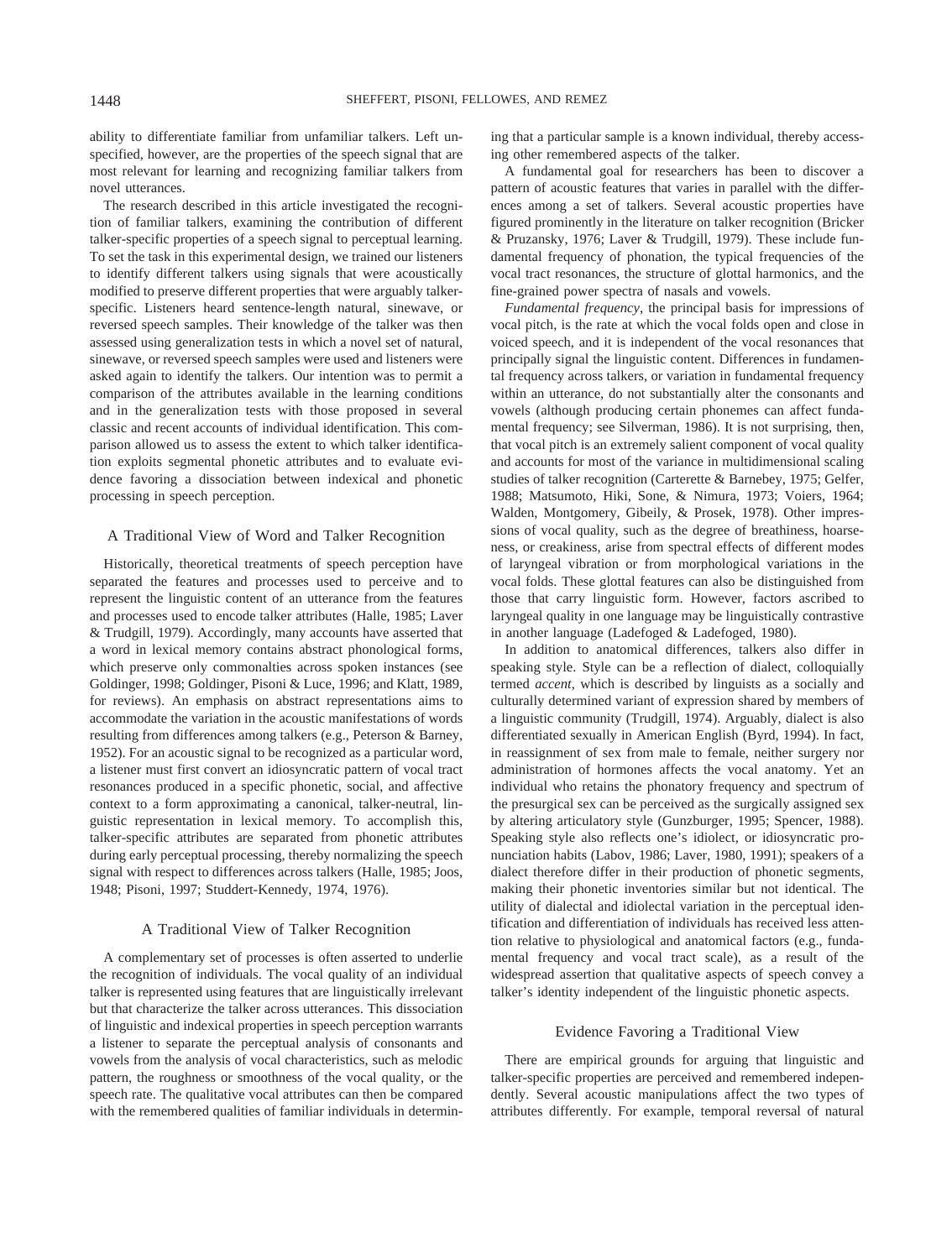ability to differentiate familiar from unfamiliar talkers. Left unspecified, however, are the properties of the speech signal that are most relevant for learning and recognizing familiar talkers from novel utterances.

The research described in this article investigated the recognition of familiar talkers, examining the contribution of different talker-specific properties of a speech signal to perceptual learning. To set the task in this experimental design, we trained our listeners to identify different talkers using signals that were acoustically modified to preserve different properties that were arguably talker-specific. Listeners heard sentence-length natural, sinewave, or reversed speech samples. Their knowledge of the talker was then assessed using generalization tests in which a novel set of natural, sinewave, or reversed speech samples were used and listeners were asked again to identify the talkers. Our intention was to permit a comparison of the attributes available in the learning conditions and in the generalization tests with those proposed in several classic and recent accounts of individual identification. This comparison allowed us to assess the extent to which talker identification exploits segmental phonetic attributes and to evaluate evidence favoring a dissociation between indexical and phonetic processing in speech perception.

## A Traditional View of Word and Talker Recognition

Historically, theoretical treatments of speech perception have separated the features and processes used to perceive and to represent the linguistic content of an utterance from the features and processes used to encode talker attributes (Halle, 1985; Laver & Trudgill, 1979). Accordingly, many accounts have asserted that a word in lexical memory contains abstract phonological forms, which preserve only commonalties across spoken instances (see Goldinger, 1998; Goldinger, Pisoni & Luce, 1996; and Klatt, 1989, for reviews). An emphasis on abstract representations aims to accommodate the variation in the acoustic manifestations of words resulting from differences among talkers (e.g., Peterson & Barney, 1952). For an acoustic signal to be recognized as a particular word, a listener must first convert an idiosyncratic pattern of vocal tract resonances produced in a specific phonetic, social, and affective context to a form approximating a canonical, talker-neutral, linguistic representation in lexical memory. To accomplish this, talker-specific attributes are separated from phonetic attributes during early perceptual processing, thereby normalizing the speech signal with respect to differences across talkers (Halle, 1985; Joos, 1948; Pisoni, 1997; Studdert-Kennedy, 1974, 1976).

## A Traditional View of Talker Recognition

A complementary set of processes is often asserted to underlie the recognition of individuals. The vocal quality of an individual talker is represented using features that are linguistically irrelevant but that characterize the talker across utterances. This dissociation of linguistic and indexical properties in speech perception warrants a listener to separate the perceptual analysis of consonants and vowels from the analysis of vocal characteristics, such as melodic pattern, the roughness or smoothness of the vocal quality, or the speech rate. The qualitative vocal attributes can then be compared with the remembered qualities of familiar individuals in determining that a particular sample is a known individual, thereby accessing other remembered aspects of the talker.

A fundamental goal for researchers has been to discover a pattern of acoustic features that varies in parallel with the differences among a set of talkers. Several acoustic properties have figured prominently in the literature on talker recognition (Bricker & Pruzansky, 1976; Laver & Trudgill, 1979). These include fundamental frequency of phonation, the typical frequencies of the vocal tract resonances, the structure of glottal harmonics, and the fine-grained power spectra of nasals and vowels.

*Fundamental frequency*, the principal basis for impressions of vocal pitch, is the rate at which the vocal folds open and close in voiced speech, and it is independent of the vocal resonances that principally signal the linguistic content. Differences in fundamental frequency across talkers, or variation in fundamental frequency within an utterance, do not substantially alter the consonants and vowels (although producing certain phonemes can affect fundamental frequency; see Silverman, 1986). It is not surprising, then, that vocal pitch is an extremely salient component of vocal quality and accounts for most of the variance in multidimensional scaling studies of talker recognition (Carterette & Barnebey, 1975; Gelfer, 1988; Matsumoto, Hiki, Sone, & Nimura, 1973; Voiers, 1964; Walden, Montgomery, Gibeily, & Prosek, 1978). Other impressions of vocal quality, such as the degree of breathiness, hoarseness, or creakiness, arise from spectral effects of different modes of laryngeal vibration or from morphological variations in the vocal folds. These glottal features can also be distinguished from those that carry linguistic form. However, factors ascribed to laryngeal quality in one language may be linguistically contrastive in another language (Ladefoged & Ladefoged, 1980).

In addition to anatomical differences, talkers also differ in speaking style. Style can be a reflection of dialect, colloquially termed *accent*, which is described by linguists as a socially and culturally determined variant of expression shared by members of a linguistic community (Trudgill, 1974). Arguably, dialect is also differentiated sexually in American English (Byrd, 1994). In fact, in reassignment of sex from male to female, neither surgery nor administration of hormones affects the vocal anatomy. Yet an individual who retains the phonatory frequency and spectrum of the presurgical sex can be perceived as the surgically assigned sex by altering articulatory style (Gunzburger, 1995; Spencer, 1988). Speaking style also reflects one's idiolect, or idiosyncratic pronunciation habits (Labov, 1986; Laver, 1980, 1991); speakers of a dialect therefore differ in their production of phonetic segments, making their phonetic inventories similar but not identical. The utility of dialectal and idiolectal variation in the perceptual identification and differentiation of individuals has received less attention relative to physiological and anatomical factors (e.g., fundamental frequency and vocal tract scale), as a result of the widespread assertion that qualitative aspects of speech convey a talker's identity independent of the linguistic phonetic aspects.

## Evidence Favoring a Traditional View

There are empirical grounds for arguing that linguistic and talker-specific properties are perceived and remembered independently. Several acoustic manipulations affect the two types of attributes differently. For example, temporal reversal of natural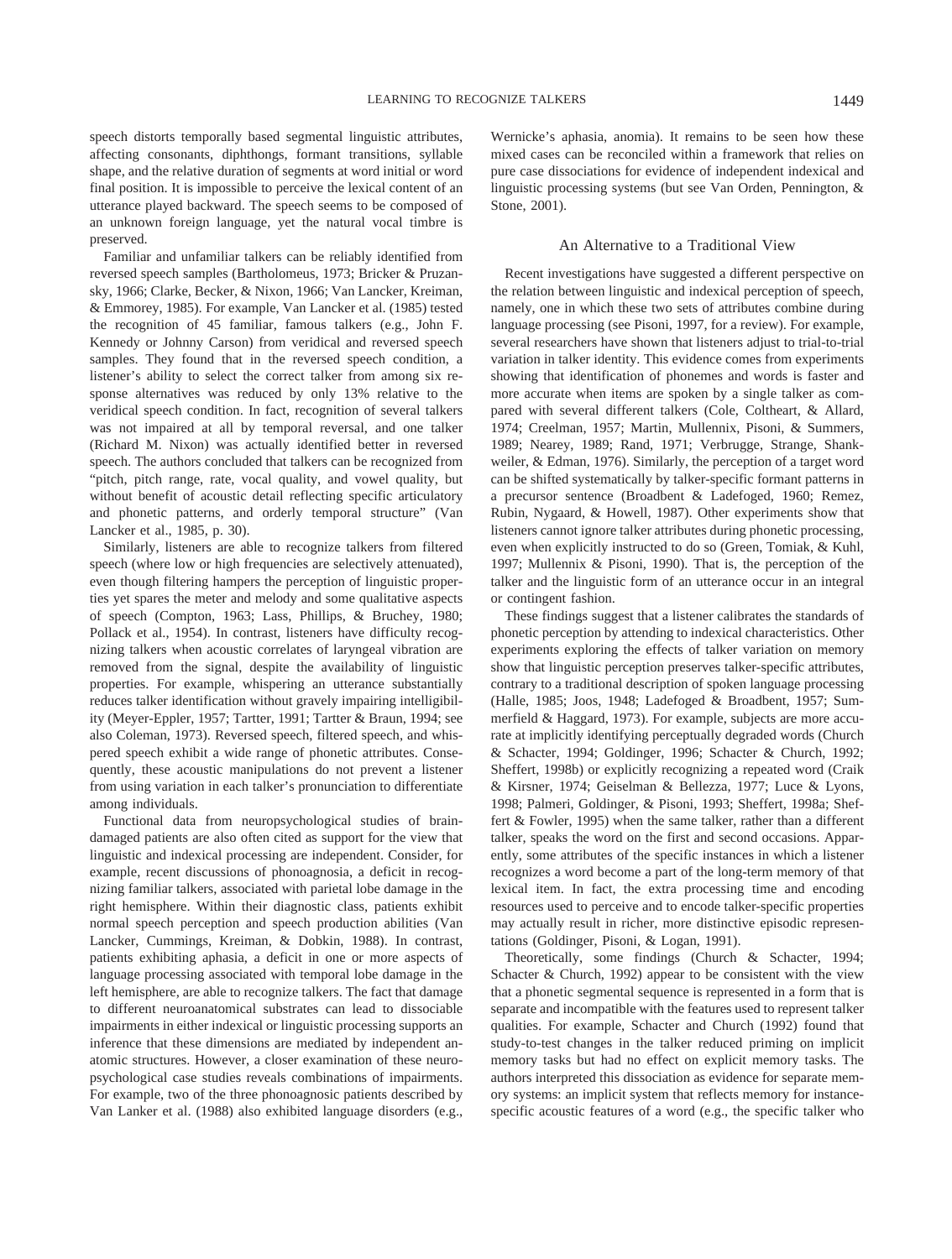speech distorts temporally based segmental linguistic attributes, affecting consonants, diphthongs, formant transitions, syllable shape, and the relative duration of segments at word initial or word final position. It is impossible to perceive the lexical content of an utterance played backward. The speech seems to be composed of an unknown foreign language, yet the natural vocal timbre is preserved.

Familiar and unfamiliar talkers can be reliably identified from reversed speech samples (Bartholomeus, 1973; Bricker & Pruzansky, 1966; Clarke, Becker, & Nixon, 1966; Van Lancker, Kreiman, & Emmorey, 1985). For example, Van Lancker et al. (1985) tested the recognition of 45 familiar, famous talkers (e.g., John F. Kennedy or Johnny Carson) from veridical and reversed speech samples. They found that in the reversed speech condition, a listener's ability to select the correct talker from among six response alternatives was reduced by only 13% relative to the veridical speech condition. In fact, recognition of several talkers was not impaired at all by temporal reversal, and one talker (Richard M. Nixon) was actually identified better in reversed speech. The authors concluded that talkers can be recognized from "pitch, pitch range, rate, vocal quality, and vowel quality, but without benefit of acoustic detail reflecting specific articulatory and phonetic patterns, and orderly temporal structure" (Van Lancker et al., 1985, p. 30).

Similarly, listeners are able to recognize talkers from filtered speech (where low or high frequencies are selectively attenuated), even though filtering hampers the perception of linguistic properties yet spares the meter and melody and some qualitative aspects of speech (Compton, 1963; Lass, Phillips, & Bruchey, 1980; Pollack et al., 1954). In contrast, listeners have difficulty recognizing talkers when acoustic correlates of laryngeal vibration are removed from the signal, despite the availability of linguistic properties. For example, whispering an utterance substantially reduces talker identification without gravely impairing intelligibility (Meyer-Eppler, 1957; Tartter, 1991; Tartter & Braun, 1994; see also Coleman, 1973). Reversed speech, filtered speech, and whispered speech exhibit a wide range of phonetic attributes. Consequently, these acoustic manipulations do not prevent a listener from using variation in each talker's pronunciation to differentiate among individuals.

Functional data from neuropsychological studies of brain-damaged patients are also often cited as support for the view that linguistic and indexical processing are independent. Consider, for example, recent discussions of phonoagnosia, a deficit in recognizing familiar talkers, associated with parietal lobe damage in the right hemisphere. Within their diagnostic class, patients exhibit normal speech perception and speech production abilities (Van Lancker, Cummings, Kreiman, & Dobkin, 1988). In contrast, patients exhibiting aphasia, a deficit in one or more aspects of language processing associated with temporal lobe damage in the left hemisphere, are able to recognize talkers. The fact that damage to different neuroanatomical substrates can lead to dissociable impairments in either indexical or linguistic processing supports an inference that these dimensions are mediated by independent anatomic structures. However, a closer examination of these neuropsychological case studies reveals combinations of impairments. For example, two of the three phonoagnosic patients described by Van Lanker et al. (1988) also exhibited language disorders (e.g., Wernicke's aphasia, anomia). It remains to be seen how these mixed cases can be reconciled within a framework that relies on pure case dissociations for evidence of independent indexical and linguistic processing systems (but see Van Orden, Pennington, & Stone, 2001).

## An Alternative to a Traditional View

Recent investigations have suggested a different perspective on the relation between linguistic and indexical perception of speech, namely, one in which these two sets of attributes combine during language processing (see Pisoni, 1997, for a review). For example, several researchers have shown that listeners adjust to trial-to-trial variation in talker identity. This evidence comes from experiments showing that identification of phonemes and words is faster and more accurate when items are spoken by a single talker as compared with several different talkers (Cole, Coltheart, & Allard, 1974; Creelman, 1957; Martin, Mullennix, Pisoni, & Summers, 1989; Nearey, 1989; Rand, 1971; Verbrugge, Strange, Shankweiler, & Edman, 1976). Similarly, the perception of a target word can be shifted systematically by talker-specific formant patterns in a precursor sentence (Broadbent & Ladefoged, 1960; Remez, Rubin, Nygaard, & Howell, 1987). Other experiments show that listeners cannot ignore talker attributes during phonetic processing, even when explicitly instructed to do so (Green, Tomiak, & Kuhl, 1997; Mullennix & Pisoni, 1990). That is, the perception of the talker and the linguistic form of an utterance occur in an integral or contingent fashion.

These findings suggest that a listener calibrates the standards of phonetic perception by attending to indexical characteristics. Other experiments exploring the effects of talker variation on memory show that linguistic perception preserves talker-specific attributes, contrary to a traditional description of spoken language processing (Halle, 1985; Joos, 1948; Ladefoged & Broadbent, 1957; Summerfield & Haggard, 1973). For example, subjects are more accurate at implicitly identifying perceptually degraded words (Church & Schacter, 1994; Goldinger, 1996; Schacter & Church, 1992; Sheffert, 1998b) or explicitly recognizing a repeated word (Craik & Kirsner, 1974; Geiselman & Bellezza, 1977; Luce & Lyons, 1998; Palmeri, Goldinger, & Pisoni, 1993; Sheffert, 1998a; Sheffert & Fowler, 1995) when the same talker, rather than a different talker, speaks the word on the first and second occasions. Apparently, some attributes of the specific instances in which a listener recognizes a word become a part of the long-term memory of that lexical item. In fact, the extra processing time and encoding resources used to perceive and to encode talker-specific properties may actually result in richer, more distinctive episodic representations (Goldinger, Pisoni, & Logan, 1991).

Theoretically, some findings (Church & Schacter, 1994; Schacter & Church, 1992) appear to be consistent with the view that a phonetic segmental sequence is represented in a form that is separate and incompatible with the features used to represent talker qualities. For example, Schacter and Church (1992) found that study-to-test changes in the talker reduced priming on implicit memory tasks but had no effect on explicit memory tasks. The authors interpreted this dissociation as evidence for separate memory systems: an implicit system that reflects memory for instance-specific acoustic features of a word (e.g., the specific talker who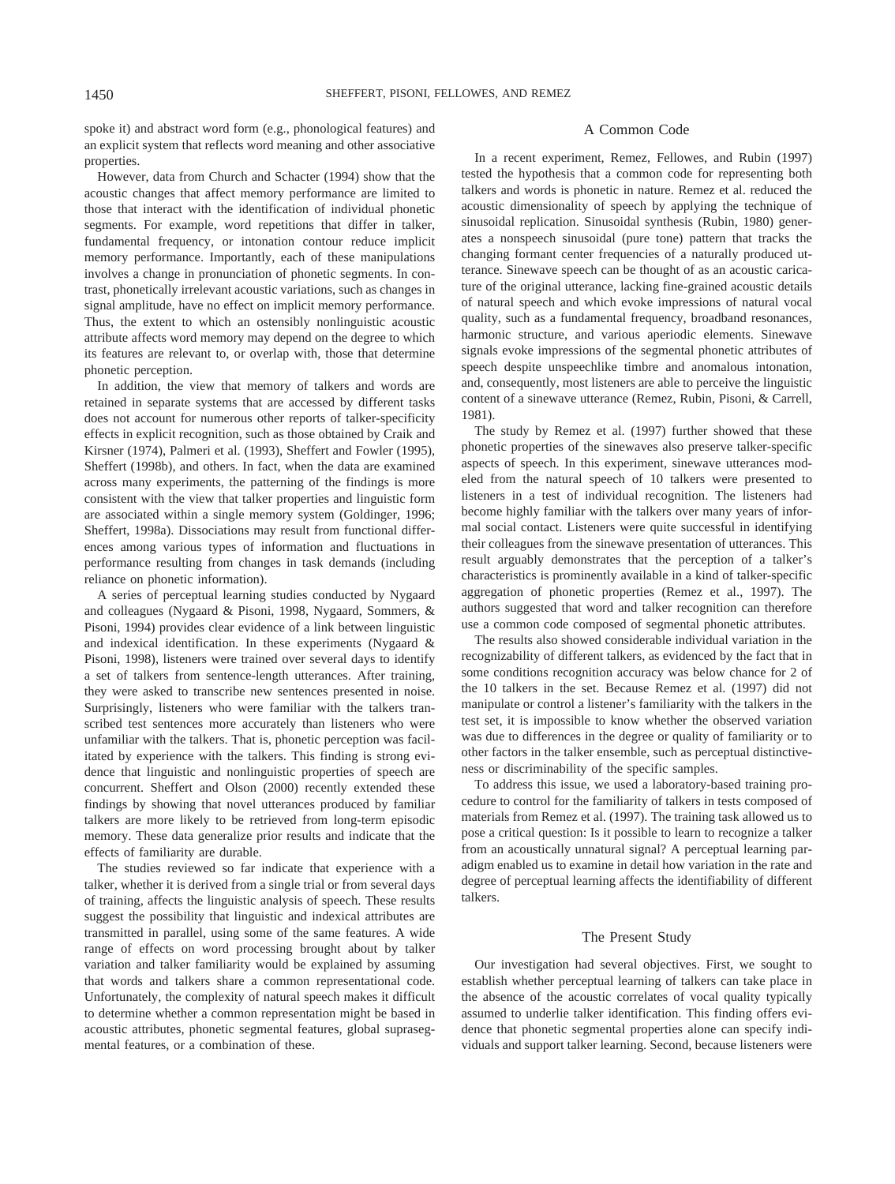spoke it) and abstract word form (e.g., phonological features) and an explicit system that reflects word meaning and other associative properties.

However, data from Church and Schacter (1994) show that the acoustic changes that affect memory performance are limited to those that interact with the identification of individual phonetic segments. For example, word repetitions that differ in talker, fundamental frequency, or intonation contour reduce implicit memory performance. Importantly, each of these manipulations involves a change in pronunciation of phonetic segments. In contrast, phonetically irrelevant acoustic variations, such as changes in signal amplitude, have no effect on implicit memory performance. Thus, the extent to which an ostensibly nonlinguistic acoustic attribute affects word memory may depend on the degree to which its features are relevant to, or overlap with, those that determine phonetic perception.

In addition, the view that memory of talkers and words are retained in separate systems that are accessed by different tasks does not account for numerous other reports of talker-specificity effects in explicit recognition, such as those obtained by Craik and Kirsner (1974), Palmeri et al. (1993), Sheffert and Fowler (1995), Sheffert (1998b), and others. In fact, when the data are examined across many experiments, the patterning of the findings is more consistent with the view that talker properties and linguistic form are associated within a single memory system (Goldinger, 1996; Sheffert, 1998a). Dissociations may result from functional differences among various types of information and fluctuations in performance resulting from changes in task demands (including reliance on phonetic information).

A series of perceptual learning studies conducted by Nygaard and colleagues (Nygaard & Pisoni, 1998, Nygaard, Sommers, & Pisoni, 1994) provides clear evidence of a link between linguistic and indexical identification. In these experiments (Nygaard & Pisoni, 1998), listeners were trained over several days to identify a set of talkers from sentence-length utterances. After training, they were asked to transcribe new sentences presented in noise. Surprisingly, listeners who were familiar with the talkers transcribed test sentences more accurately than listeners who were unfamiliar with the talkers. That is, phonetic perception was facilitated by experience with the talkers. This finding is strong evidence that linguistic and nonlinguistic properties of speech are concurrent. Sheffert and Olson (2000) recently extended these findings by showing that novel utterances produced by familiar talkers are more likely to be retrieved from long-term episodic memory. These data generalize prior results and indicate that the effects of familiarity are durable.

The studies reviewed so far indicate that experience with a talker, whether it is derived from a single trial or from several days of training, affects the linguistic analysis of speech. These results suggest the possibility that linguistic and indexical attributes are transmitted in parallel, using some of the same features. A wide range of effects on word processing brought about by talker variation and talker familiarity would be explained by assuming that words and talkers share a common representational code. Unfortunately, the complexity of natural speech makes it difficult to determine whether a common representation might be based in acoustic attributes, phonetic segmental features, global suprasegmental features, or a combination of these.

## A Common Code

In a recent experiment, Remez, Fellowes, and Rubin (1997) tested the hypothesis that a common code for representing both talkers and words is phonetic in nature. Remez et al. reduced the acoustic dimensionality of speech by applying the technique of sinusoidal replication. Sinusoidal synthesis (Rubin, 1980) generates a nonspeech sinusoidal (pure tone) pattern that tracks the changing formant center frequencies of a naturally produced utterance. Sinewave speech can be thought of as an acoustic caricature of the original utterance, lacking fine-grained acoustic details of natural speech and which evoke impressions of natural vocal quality, such as a fundamental frequency, broadband resonances, harmonic structure, and various aperiodic elements. Sinewave signals evoke impressions of the segmental phonetic attributes of speech despite unspeechlike timbre and anomalous intonation, and, consequently, most listeners are able to perceive the linguistic content of a sinewave utterance (Remez, Rubin, Pisoni, & Carrell, 1981).

The study by Remez et al. (1997) further showed that these phonetic properties of the sinewaves also preserve talker-specific aspects of speech. In this experiment, sinewave utterances modeled from the natural speech of 10 talkers were presented to listeners in a test of individual recognition. The listeners had become highly familiar with the talkers over many years of informal social contact. Listeners were quite successful in identifying their colleagues from the sinewave presentation of utterances. This result arguably demonstrates that the perception of a talker's characteristics is prominently available in a kind of talker-specific aggregation of phonetic properties (Remez et al., 1997). The authors suggested that word and talker recognition can therefore use a common code composed of segmental phonetic attributes.

The results also showed considerable individual variation in the recognizability of different talkers, as evidenced by the fact that in some conditions recognition accuracy was below chance for 2 of the 10 talkers in the set. Because Remez et al. (1997) did not manipulate or control a listener's familiarity with the talkers in the test set, it is impossible to know whether the observed variation was due to differences in the degree or quality of familiarity or to other factors in the talker ensemble, such as perceptual distinctiveness or discriminability of the specific samples.

To address this issue, we used a laboratory-based training procedure to control for the familiarity of talkers in tests composed of materials from Remez et al. (1997). The training task allowed us to pose a critical question: Is it possible to learn to recognize a talker from an acoustically unnatural signal? A perceptual learning paradigm enabled us to examine in detail how variation in the rate and degree of perceptual learning affects the identifiability of different talkers.

## The Present Study

Our investigation had several objectives. First, we sought to establish whether perceptual learning of talkers can take place in the absence of the acoustic correlates of vocal quality typically assumed to underlie talker identification. This finding offers evidence that phonetic segmental properties alone can specify individuals and support talker learning. Second, because listeners were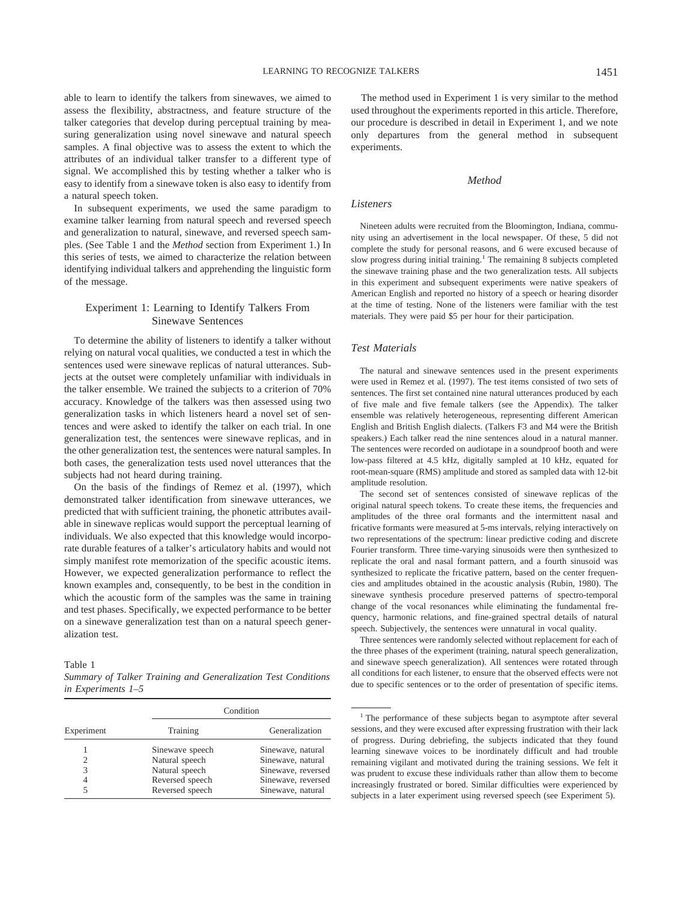able to learn to identify the talkers from sinewaves, we aimed to assess the flexibility, abstractness, and feature structure of the talker categories that develop during perceptual training by measuring generalization using novel sinewave and natural speech samples. A final objective was to assess the extent to which the attributes of an individual talker transfer to a different type of signal. We accomplished this by testing whether a talker who is easy to identify from a sinewave token is also easy to identify from a natural speech token.

In subsequent experiments, we used the same paradigm to examine talker learning from natural speech and reversed speech and generalization to natural, sinewave, and reversed speech samples. (See Table 1 and the *Method* section from Experiment 1.) In this series of tests, we aimed to characterize the relation between identifying individual talkers and apprehending the linguistic form of the message.

## Experiment 1: Learning to Identify Talkers From Sinewave Sentences

To determine the ability of listeners to identify a talker without relying on natural vocal qualities, we conducted a test in which the sentences used were sinewave replicas of natural utterances. Subjects at the outset were completely unfamiliar with individuals in the talker ensemble. We trained the subjects to a criterion of 70% accuracy. Knowledge of the talkers was then assessed using two generalization tasks in which listeners heard a novel set of sentences and were asked to identify the talker on each trial. In one generalization test, the sentences were sinewave replicas, and in the other generalization test, the sentences were natural samples. In both cases, the generalization tests used novel utterances that the subjects had not heard during training.

On the basis of the findings of Remez et al. (1997), which demonstrated talker identification from sinewave utterances, we predicted that with sufficient training, the phonetic attributes available in sinewave replicas would support the perceptual learning of individuals. We also expected that this knowledge would incorporate durable features of a talker's articulatory habits and would not simply manifest rote memorization of the specific acoustic items. However, we expected generalization performance to reflect the known examples and, consequently, to be best in the condition in which the acoustic form of the samples was the same in training and test phases. Specifically, we expected performance to be better on a sinewave generalization test than on a natural speech generalization test.

Table 1
*Summary of Talker Training and Generalization Test Conditions in Experiments 1–5*

| Experiment | Condition | |
|---|---|---|
| | Training | Generalization |
| 1 | Sinewave speech | Sinewave, natural |
| 2 | Natural speech | Sinewave, natural |
| 3 | Natural speech | Sinewave, reversed |
| 4 | Reversed speech | Sinewave, reversed |
| 5 | Reversed speech | Sinewave, natural |

The method used in Experiment 1 is very similar to the method used throughout the experiments reported in this article. Therefore, our procedure is described in detail in Experiment 1, and we note only departures from the general method in subsequent experiments.

### *Method*

#### *Listeners*

Nineteen adults were recruited from the Bloomington, Indiana, community using an advertisement in the local newspaper. Of these, 5 did not complete the study for personal reasons, and 6 were excused because of slow progress during initial training.[1] The remaining 8 subjects completed the sinewave training phase and the two generalization tests. All subjects in this experiment and subsequent experiments were native speakers of American English and reported no history of a speech or hearing disorder at the time of testing. None of the listeners were familiar with the test materials. They were paid $5 per hour for their participation.

#### *Test Materials*

The natural and sinewave sentences used in the present experiments were used in Remez et al. (1997). The test items consisted of two sets of sentences. The first set contained nine natural utterances produced by each of five male and five female talkers (see the Appendix). The talker ensemble was relatively heterogeneous, representing different American English and British English dialects. (Talkers F3 and M4 were the British speakers.) Each talker read the nine sentences aloud in a natural manner. The sentences were recorded on audiotape in a soundproof booth and were low-pass filtered at 4.5 kHz, digitally sampled at 10 kHz, equated for root-mean-square (RMS) amplitude and stored as sampled data with 12-bit amplitude resolution.

The second set of sentences consisted of sinewave replicas of the original natural speech tokens. To create these items, the frequencies and amplitudes of the three oral formants and the intermittent nasal and fricative formants were measured at 5-ms intervals, relying interactively on two representations of the spectrum: linear predictive coding and discrete Fourier transform. Three time-varying sinusoids were then synthesized to replicate the oral and nasal formant pattern, and a fourth sinusoid was synthesized to replicate the fricative pattern, based on the center frequencies and amplitudes obtained in the acoustic analysis (Rubin, 1980). The sinewave synthesis procedure preserved patterns of spectro-temporal change of the vocal resonances while eliminating the fundamental frequency, harmonic relations, and fine-grained spectral details of natural speech. Subjectively, the sentences were unnatural in vocal quality.

Three sentences were randomly selected without replacement for each of the three phases of the experiment (training, natural speech generalization, and sinewave speech generalization). All sentences were rotated through all conditions for each listener, to ensure that the observed effects were not due to specific sentences or to the order of presentation of specific items.

[1] The performance of these subjects began to asymptote after several sessions, and they were excused after expressing frustration with their lack of progress. During debriefing, the subjects indicated that they found learning sinewave voices to be inordinately difficult and had trouble remaining vigilant and motivated during the training sessions. We felt it was prudent to excuse these individuals rather than allow them to become increasingly frustrated or bored. Similar difficulties were experienced by subjects in a later experiment using reversed speech (see Experiment 5).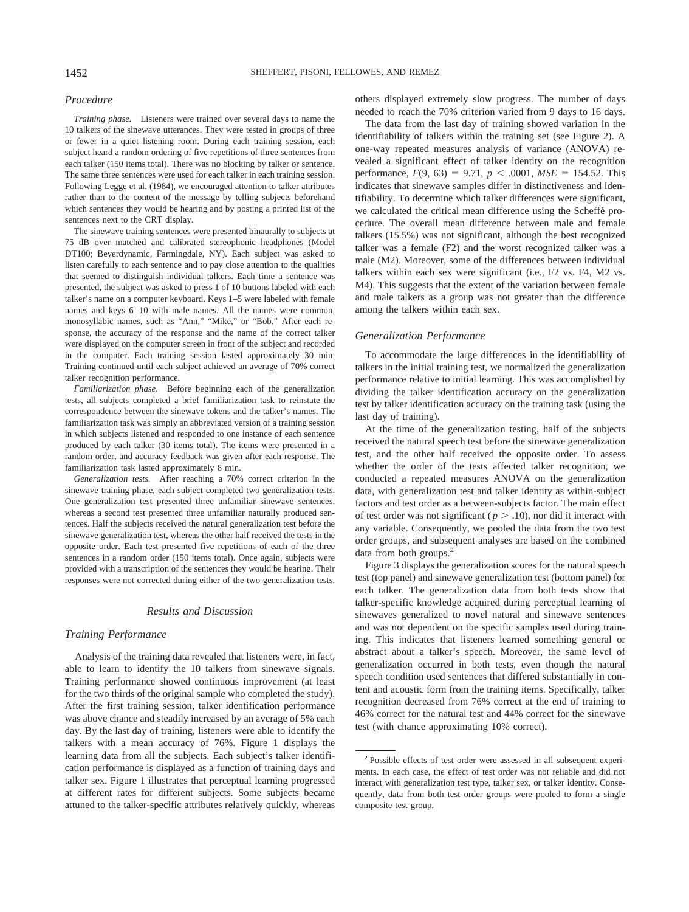### Procedure

*Training phase.* Listeners were trained over several days to name the 10 talkers of the sinewave utterances. They were tested in groups of three or fewer in a quiet listening room. During each training session, each subject heard a random ordering of five repetitions of three sentences from each talker (150 items total). There was no blocking by talker or sentence. The same three sentences were used for each talker in each training session. Following Legge et al. (1984), we encouraged attention to talker attributes rather than to the content of the message by telling subjects beforehand which sentences they would be hearing and by posting a printed list of the sentences next to the CRT display.

The sinewave training sentences were presented binaurally to subjects at 75 dB over matched and calibrated stereophonic headphones (Model DT100; Beyerdynamic, Farmingdale, NY). Each subject was asked to listen carefully to each sentence and to pay close attention to the qualities that seemed to distinguish individual talkers. Each time a sentence was presented, the subject was asked to press 1 of 10 buttons labeled with each talker's name on a computer keyboard. Keys 1–5 were labeled with female names and keys 6–10 with male names. All the names were common, monosyllabic names, such as "Ann," "Mike," or "Bob." After each response, the accuracy of the response and the name of the correct talker were displayed on the computer screen in front of the subject and recorded in the computer. Each training session lasted approximately 30 min. Training continued until each subject achieved an average of 70% correct talker recognition performance.

*Familiarization phase.* Before beginning each of the generalization tests, all subjects completed a brief familiarization task to reinstate the correspondence between the sinewave tokens and the talker's names. The familiarization task was simply an abbreviated version of a training session in which subjects listened and responded to one instance of each sentence produced by each talker (30 items total). The items were presented in a random order, and accuracy feedback was given after each response. The familiarization task lasted approximately 8 min.

*Generalization tests.* After reaching a 70% correct criterion in the sinewave training phase, each subject completed two generalization tests. One generalization test presented three unfamiliar sinewave sentences, whereas a second test presented three unfamiliar naturally produced sentences. Half the subjects received the natural generalization test before the sinewave generalization test, whereas the other half received the tests in the opposite order. Each test presented five repetitions of each of the three sentences in a random order (150 items total). Once again, subjects were provided with a transcription of the sentences they would be hearing. Their responses were not corrected during either of the two generalization tests.

## Results and Discussion

### Training Performance

Analysis of the training data revealed that listeners were, in fact, able to learn to identify the 10 talkers from sinewave signals. Training performance showed continuous improvement (at least for the two thirds of the original sample who completed the study). After the first training session, talker identification performance was above chance and steadily increased by an average of 5% each day. By the last day of training, listeners were able to identify the talkers with a mean accuracy of 76%. Figure 1 displays the learning data from all the subjects. Each subject's talker identification performance is displayed as a function of training days and talker sex. Figure 1 illustrates that perceptual learning progressed at different rates for different subjects. Some subjects became attuned to the talker-specific attributes relatively quickly, whereas others displayed extremely slow progress. The number of days needed to reach the 70% criterion varied from 9 days to 16 days.

The data from the last day of training showed variation in the identifiability of talkers within the training set (see Figure 2). A one-way repeated measures analysis of variance (ANOVA) revealed a significant effect of talker identity on the recognition performance, $F(9, 63) = 9.71$, $p < .0001$, $MSE = 154.52$. This indicates that sinewave samples differ in distinctiveness and identifiability. To determine which talker differences were significant, we calculated the critical mean difference using the Scheffé procedure. The overall mean difference between male and female talkers (15.5%) was not significant, although the best recognized talker was a female (F2) and the worst recognized talker was a male (M2). Moreover, some of the differences between individual talkers within each sex were significant (i.e., F2 vs. F4, M2 vs. M4). This suggests that the extent of the variation between female and male talkers as a group was not greater than the difference among the talkers within each sex.

### Generalization Performance

To accommodate the large differences in the identifiability of talkers in the initial training test, we normalized the generalization performance relative to initial learning. This was accomplished by dividing the talker identification accuracy on the generalization test by talker identification accuracy on the training task (using the last day of training).

At the time of the generalization testing, half of the subjects received the natural speech test before the sinewave generalization test, and the other half received the opposite order. To assess whether the order of the tests affected talker recognition, we conducted a repeated measures ANOVA on the generalization data, with generalization test and talker identity as within-subject factors and test order as a between-subjects factor. The main effect of test order was not significant ($p > .10$), nor did it interact with any variable. Consequently, we pooled the data from the two test order groups, and subsequent analyses are based on the combined data from both groups.[2]

Figure 3 displays the generalization scores for the natural speech test (top panel) and sinewave generalization test (bottom panel) for each talker. The generalization data from both tests show that talker-specific knowledge acquired during perceptual learning of sinewaves generalized to novel natural and sinewave sentences and was not dependent on the specific samples used during training. This indicates that listeners learned something general or abstract about a talker's speech. Moreover, the same level of generalization occurred in both tests, even though the natural speech condition used sentences that differed substantially in content and acoustic form from the training items. Specifically, talker recognition decreased from 76% correct at the end of training to 46% correct for the natural test and 44% correct for the sinewave test (with chance approximating 10% correct).

[2] Possible effects of test order were assessed in all subsequent experiments. In each case, the effect of test order was not reliable and did not interact with generalization test type, talker sex, or talker identity. Consequently, data from both test order groups were pooled to form a single composite test group.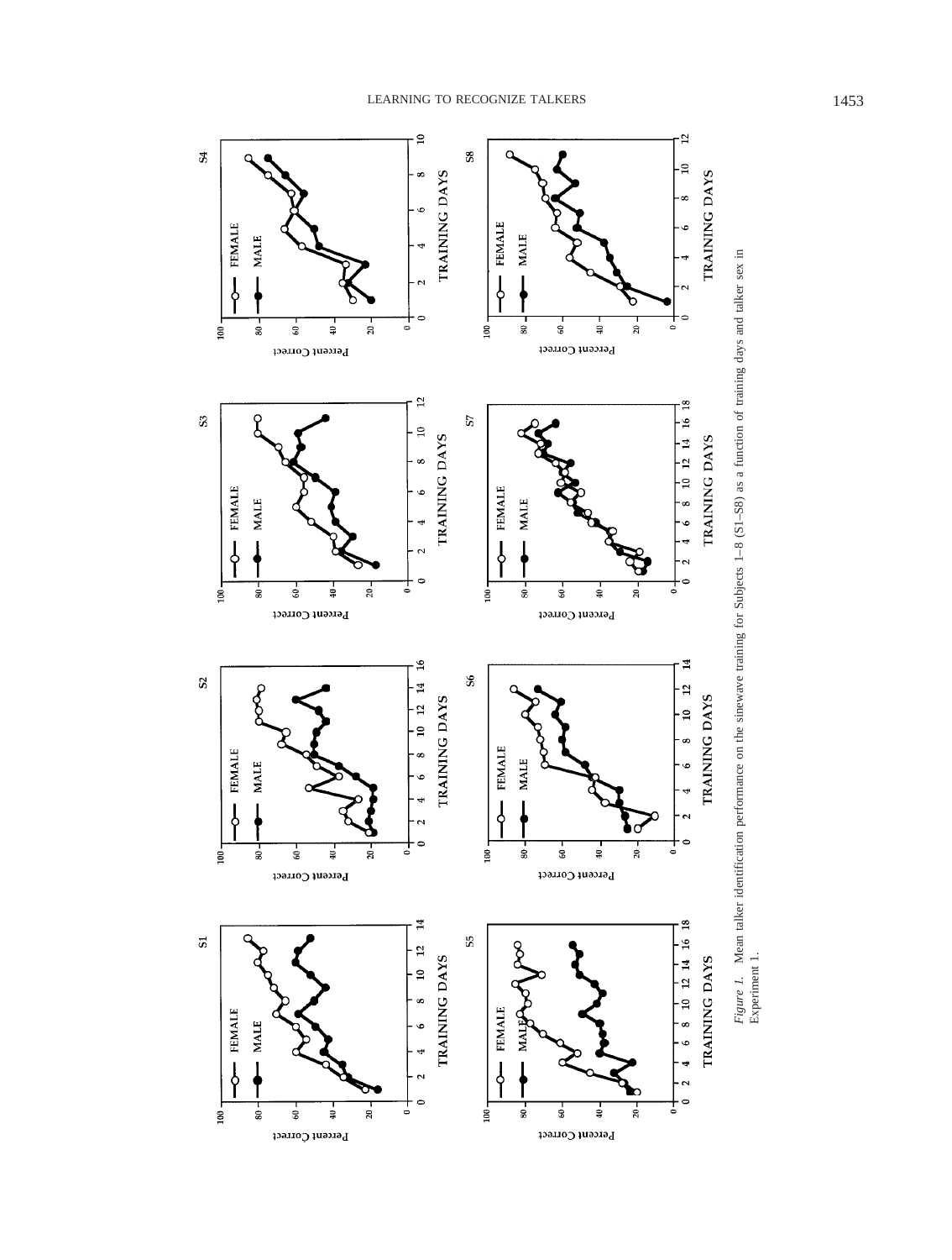*Figure 1.* Mean talker identification performance on the sinewave training for Subjects 1–8 (S1–S8) as a function of training days and talker sex in Experiment 1.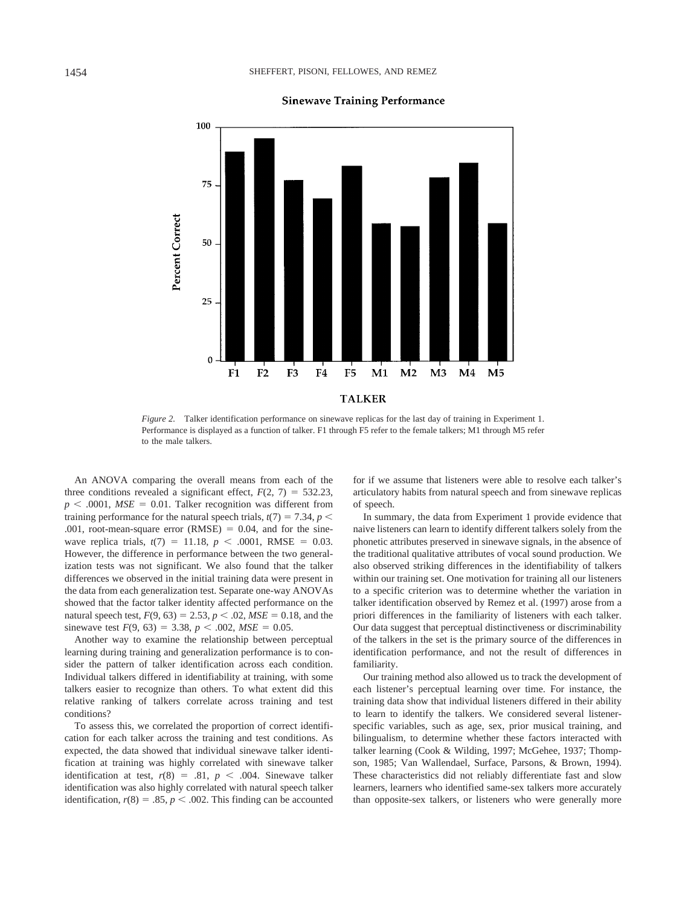*Figure 2.* Talker identification performance on sinewave replicas for the last day of training in Experiment 1. Performance is displayed as a function of talker. F1 through F5 refer to the female talkers; M1 through M5 refer to the male talkers.

An ANOVA comparing the overall means from each of the three conditions revealed a significant effect, $F(2, 7) = 532.23$, $p < .0001$, $MSE = 0.01$. Talker recognition was different from training performance for the natural speech trials, $t(7) = 7.34$, $p < .001$, root-mean-square error (RMSE) $= 0.04$, and for the sinewave replica trials, $t(7) = 11.18$, $p < .0001$, RMSE $= 0.03$. However, the difference in performance between the two generalization tests was not significant. We also found that the talker differences we observed in the initial training data were present in the data from each generalization test. Separate one-way ANOVAs showed that the factor talker identity affected performance on the natural speech test, $F(9, 63) = 2.53$, $p < .02$, $MSE = 0.18$, and the sinewave test $F(9, 63) = 3.38$, $p < .002$, $MSE = 0.05$.

Another way to examine the relationship between perceptual learning during training and generalization performance is to consider the pattern of talker identification across each condition. Individual talkers differed in identifiability at training, with some talkers easier to recognize than others. To what extent did this relative ranking of talkers correlate across training and test conditions?

To assess this, we correlated the proportion of correct identification for each talker across the training and test conditions. As expected, the data showed that individual sinewave talker identification at training was highly correlated with sinewave talker identification at test, $r(8) = .81$, $p < .004$. Sinewave talker identification was also highly correlated with natural speech talker identification, $r(8) = .85$, $p < .002$. This finding can be accounted for if we assume that listeners were able to resolve each talker's articulatory habits from natural speech and from sinewave replicas of speech.

In summary, the data from Experiment 1 provide evidence that naive listeners can learn to identify different talkers solely from the phonetic attributes preserved in sinewave signals, in the absence of the traditional qualitative attributes of vocal sound production. We also observed striking differences in the identifiability of talkers within our training set. One motivation for training all our listeners to a specific criterion was to determine whether the variation in talker identification observed by Remez et al. (1997) arose from a priori differences in the familiarity of listeners with each talker. Our data suggest that perceptual distinctiveness or discriminability of the talkers in the set is the primary source of the differences in identification performance, and not the result of differences in familiarity.

Our training method also allowed us to track the development of each listener's perceptual learning over time. For instance, the training data show that individual listeners differed in their ability to learn to identify the talkers. We considered several listener-specific variables, such as age, sex, prior musical training, and bilingualism, to determine whether these factors interacted with talker learning (Cook & Wilding, 1997; McGehee, 1937; Thompson, 1985; Van Wallendael, Surface, Parsons, & Brown, 1994). These characteristics did not reliably differentiate fast and slow learners, learners who identified same-sex talkers more accurately than opposite-sex talkers, or listeners who were generally more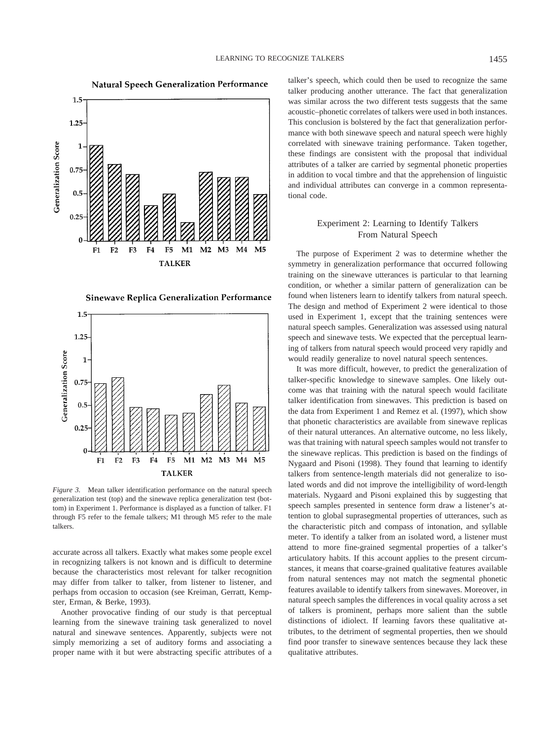*Figure 3.* Mean talker identification performance on the natural speech generalization test (top) and the sinewave replica generalization test (bottom) in Experiment 1. Performance is displayed as a function of talker. F1 through F5 refer to the female talkers; M1 through M5 refer to the male talkers.

accurate across all talkers. Exactly what makes some people excel in recognizing talkers is not known and is difficult to determine because the characteristics most relevant for talker recognition may differ from talker to talker, from listener to listener, and perhaps from occasion to occasion (see Kreiman, Gerratt, Kempster, Erman, & Berke, 1993).

Another provocative finding of our study is that perceptual learning from the sinewave training task generalized to novel natural and sinewave sentences. Apparently, subjects were not simply memorizing a set of auditory forms and associating a proper name with it but were abstracting specific attributes of a talker's speech, which could then be used to recognize the same talker producing another utterance. The fact that generalization was similar across the two different tests suggests that the same acoustic–phonetic correlates of talkers were used in both instances. This conclusion is bolstered by the fact that generalization performance with both sinewave speech and natural speech were highly correlated with sinewave training performance. Taken together, these findings are consistent with the proposal that individual attributes of a talker are carried by segmental phonetic properties in addition to vocal timbre and that the apprehension of linguistic and individual attributes can converge in a common representational code.

## Experiment 2: Learning to Identify Talkers From Natural Speech

The purpose of Experiment 2 was to determine whether the symmetry in generalization performance that occurred following training on the sinewave utterances is particular to that learning condition, or whether a similar pattern of generalization can be found when listeners learn to identify talkers from natural speech. The design and method of Experiment 2 were identical to those used in Experiment 1, except that the training sentences were natural speech samples. Generalization was assessed using natural speech and sinewave tests. We expected that the perceptual learning of talkers from natural speech would proceed very rapidly and would readily generalize to novel natural speech sentences.

It was more difficult, however, to predict the generalization of talker-specific knowledge to sinewave samples. One likely outcome was that training with the natural speech would facilitate talker identification from sinewaves. This prediction is based on the data from Experiment 1 and Remez et al. (1997), which show that phonetic characteristics are available from sinewave replicas of their natural utterances. An alternative outcome, no less likely, was that training with natural speech samples would not transfer to the sinewave replicas. This prediction is based on the findings of Nygaard and Pisoni (1998). They found that learning to identify talkers from sentence-length materials did not generalize to isolated words and did not improve the intelligibility of word-length materials. Nygaard and Pisoni explained this by suggesting that speech samples presented in sentence form draw a listener's attention to global suprasegmental properties of utterances, such as the characteristic pitch and compass of intonation, and syllable meter. To identify a talker from an isolated word, a listener must attend to more fine-grained segmental properties of a talker's articulatory habits. If this account applies to the present circumstances, it means that coarse-grained qualitative features available from natural sentences may not match the segmental phonetic features available to identify talkers from sinewaves. Moreover, in natural speech samples the differences in vocal quality across a set of talkers is prominent, perhaps more salient than the subtle distinctions of idiolect. If learning favors these qualitative attributes, to the detriment of segmental properties, then we should find poor transfer to sinewave sentences because they lack these qualitative attributes.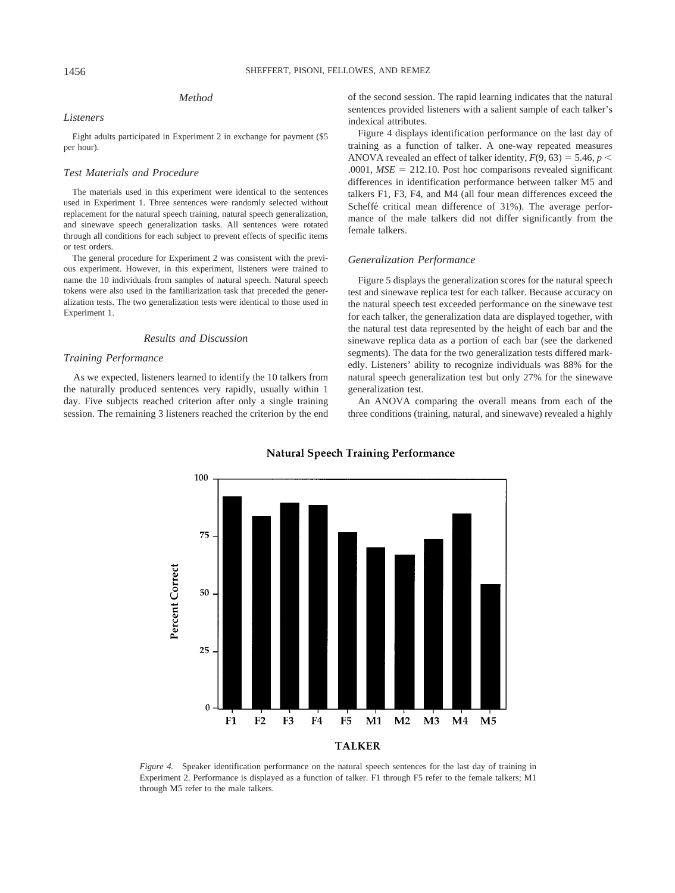## Method

### Listeners

Eight adults participated in Experiment 2 in exchange for payment ($5 per hour).

### Test Materials and Procedure

The materials used in this experiment were identical to the sentences used in Experiment 1. Three sentences were randomly selected without replacement for the natural speech training, natural speech generalization, and sinewave speech generalization tasks. All sentences were rotated through all conditions for each subject to prevent effects of specific items or test orders.

The general procedure for Experiment 2 was consistent with the previous experiment. However, in this experiment, listeners were trained to name the 10 individuals from samples of natural speech. Natural speech tokens were also used in the familiarization task that preceded the generalization tests. The two generalization tests were identical to those used in Experiment 1.

## Results and Discussion

### Training Performance

As we expected, listeners learned to identify the 10 talkers from the naturally produced sentences very rapidly, usually within 1 day. Five subjects reached criterion after only a single training session. The remaining 3 listeners reached the criterion by the end of the second session. The rapid learning indicates that the natural sentences provided listeners with a salient sample of each talker's indexical attributes.

Figure 4 displays identification performance on the last day of training as a function of talker. A one-way repeated measures ANOVA revealed an effect of talker identity, $F(9, 63) = 5.46$, $p < .0001$, $MSE = 212.10$. Post hoc comparisons revealed significant differences in identification performance between talker M5 and talkers F1, F3, F4, and M4 (all four mean differences exceed the Scheffé critical mean difference of 31%). The average performance of the male talkers did not differ significantly from the female talkers.

### Generalization Performance

Figure 5 displays the generalization scores for the natural speech test and sinewave replica test for each talker. Because accuracy on the natural speech test exceeded performance on the sinewave test for each talker, the generalization data are displayed together, with the natural test data represented by the height of each bar and the sinewave replica data as a portion of each bar (see the darkened segments). The data for the two generalization tests differed markedly. Listeners' ability to recognize individuals was 88% for the natural speech generalization test but only 27% for the sinewave generalization test.

An ANOVA comparing the overall means from each of the three conditions (training, natural, and sinewave) revealed a highly

*Figure 4.* Speaker identification performance on the natural speech sentences for the last day of training in Experiment 2. Performance is displayed as a function of talker. F1 through F5 refer to the female talkers; M1 through M5 refer to the male talkers.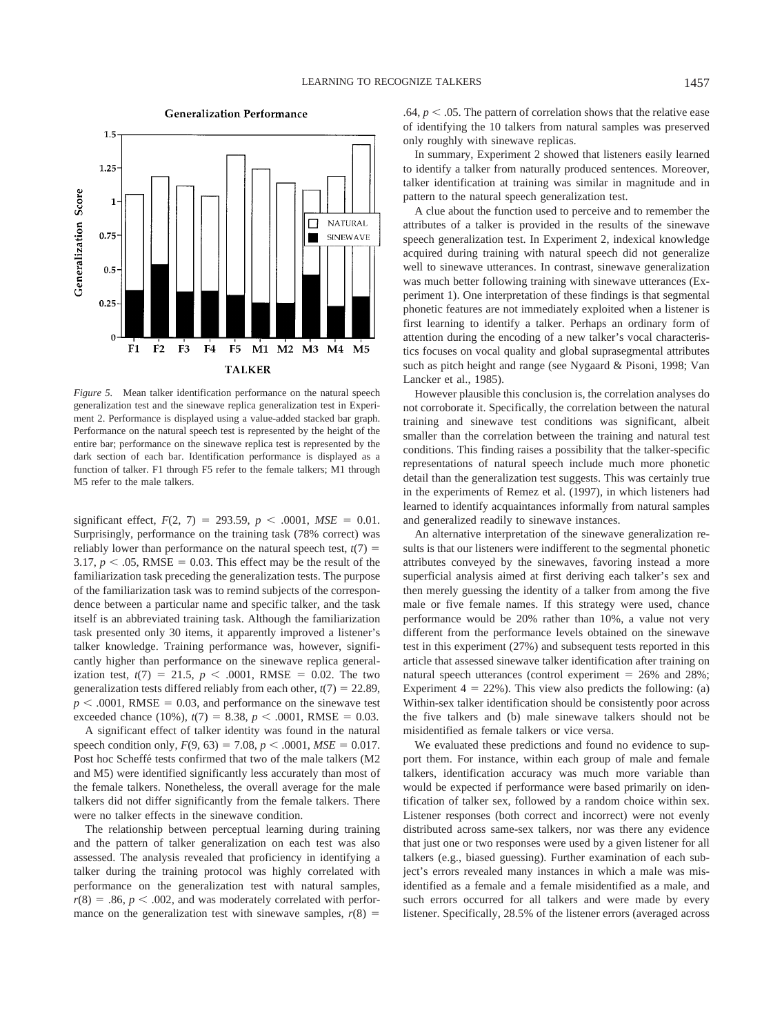*Figure 5.* Mean talker identification performance on the natural speech generalization test and the sinewave replica generalization test in Experiment 2. Performance is displayed using a value-added stacked bar graph. Performance on the natural speech test is represented by the height of the entire bar; performance on the sinewave replica test is represented by the dark section of each bar. Identification performance is displayed as a function of talker. F1 through F5 refer to the female talkers; M1 through M5 refer to the male talkers.

significant effect, $F(2, 7) = 293.59$, $p < .0001$, $MSE = 0.01$. Surprisingly, performance on the training task (78% correct) was reliably lower than performance on the natural speech test, $t(7) = 3.17$, $p < .05$, RMSE = 0.03. This effect may be the result of the familiarization task preceding the generalization tests. The purpose of the familiarization task was to remind subjects of the correspondence between a particular name and specific talker, and the task itself is an abbreviated training task. Although the familiarization task presented only 30 items, it apparently improved a listener's talker knowledge. Training performance was, however, significantly higher than performance on the sinewave replica generalization test, $t(7) = 21.5$, $p < .0001$, RMSE = 0.02. The two generalization tests differed reliably from each other, $t(7) = 22.89$, $p < .0001$, RMSE = 0.03, and performance on the sinewave test exceeded chance (10%), $t(7) = 8.38$, $p < .0001$, RMSE = 0.03.

A significant effect of talker identity was found in the natural speech condition only, $F(9, 63) = 7.08$, $p < .0001$, $MSE = 0.017$. Post hoc Scheffé tests confirmed that two of the male talkers (M2 and M5) were identified significantly less accurately than most of the female talkers. Nonetheless, the overall average for the male talkers did not differ significantly from the female talkers. There were no talker effects in the sinewave condition.

The relationship between perceptual learning during training and the pattern of talker generalization on each test was also assessed. The analysis revealed that proficiency in identifying a talker during the training protocol was highly correlated with performance on the generalization test with natural samples, $r(8) = .86$, $p < .002$, and was moderately correlated with performance on the generalization test with sinewave samples, $r(8) = .64$, $p < .05$. The pattern of correlation shows that the relative ease of identifying the 10 talkers from natural samples was preserved only roughly with sinewave replicas.

In summary, Experiment 2 showed that listeners easily learned to identify a talker from naturally produced sentences. Moreover, talker identification at training was similar in magnitude and in pattern to the natural speech generalization test.

A clue about the function used to perceive and to remember the attributes of a talker is provided in the results of the sinewave speech generalization test. In Experiment 2, indexical knowledge acquired during training with natural speech did not generalize well to sinewave utterances. In contrast, sinewave generalization was much better following training with sinewave utterances (Experiment 1). One interpretation of these findings is that segmental phonetic features are not immediately exploited when a listener is first learning to identify a talker. Perhaps an ordinary form of attention during the encoding of a new talker's vocal characteristics focuses on vocal quality and global suprasegmental attributes such as pitch height and range (see Nygaard & Pisoni, 1998; Van Lancker et al., 1985).

However plausible this conclusion is, the correlation analyses do not corroborate it. Specifically, the correlation between the natural training and sinewave test conditions was significant, albeit smaller than the correlation between the training and natural test conditions. This finding raises a possibility that the talker-specific representations of natural speech include much more phonetic detail than the generalization test suggests. This was certainly true in the experiments of Remez et al. (1997), in which listeners had learned to identify acquaintances informally from natural samples and generalized readily to sinewave instances.

An alternative interpretation of the sinewave generalization results is that our listeners were indifferent to the segmental phonetic attributes conveyed by the sinewaves, favoring instead a more superficial analysis aimed at first deriving each talker's sex and then merely guessing the identity of a talker from among the five male or five female names. If this strategy were used, chance performance would be 20% rather than 10%, a value not very different from the performance levels obtained on the sinewave test in this experiment (27%) and subsequent tests reported in this article that assessed sinewave talker identification after training on natural speech utterances (control experiment = 26% and 28%; Experiment 4 = 22%). This view also predicts the following: (a) Within-sex talker identification should be consistently poor across the five talkers and (b) male sinewave talkers should not be misidentified as female talkers or vice versa.

We evaluated these predictions and found no evidence to support them. For instance, within each group of male and female talkers, identification accuracy was much more variable than would be expected if performance were based primarily on identification of talker sex, followed by a random choice within sex. Listener responses (both correct and incorrect) were not evenly distributed across same-sex talkers, nor was there any evidence that just one or two responses were used by a given listener for all talkers (e.g., biased guessing). Further examination of each subject's errors revealed many instances in which a male was misidentified as a female and a female misidentified as a male, and such errors occurred for all talkers and were made by every listener. Specifically, 28.5% of the listener errors (averaged across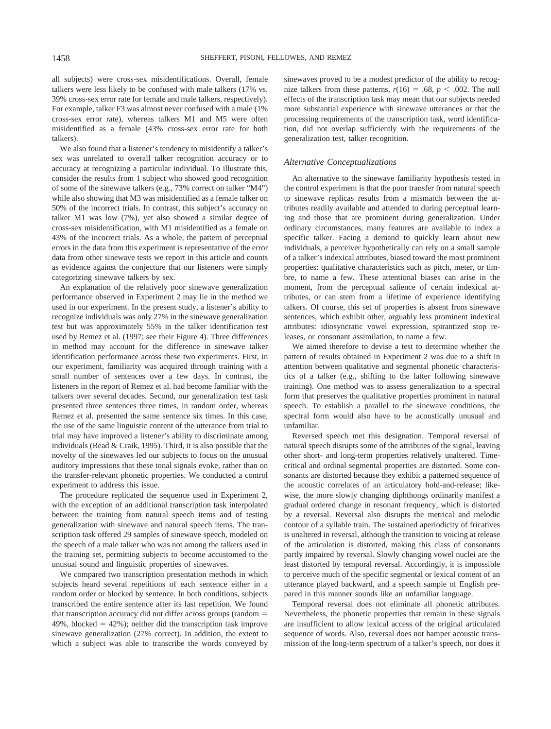all subjects) were cross-sex misidentifications. Overall, female talkers were less likely to be confused with male talkers (17% vs. 39% cross-sex error rate for female and male talkers, respectively). For example, talker F3 was almost never confused with a male (1% cross-sex error rate), whereas talkers M1 and M5 were often misidentified as a female (43% cross-sex error rate for both talkers).

We also found that a listener's tendency to misidentify a talker's sex was unrelated to overall talker recognition accuracy or to accuracy at recognizing a particular individual. To illustrate this, consider the results from 1 subject who showed good recognition of some of the sinewave talkers (e.g., 73% correct on talker "M4") while also showing that M3 was misidentified as a female talker on 50% of the incorrect trials. In contrast, this subject's accuracy on talker M1 was low (7%), yet also showed a similar degree of cross-sex misidentification, with M1 misidentified as a female on 43% of the incorrect trials. As a whole, the pattern of perceptual errors in the data from this experiment is representative of the error data from other sinewave tests we report in this article and counts as evidence against the conjecture that our listeners were simply categorizing sinewave talkers by sex.

An explanation of the relatively poor sinewave generalization performance observed in Experiment 2 may lie in the method we used in our experiment. In the present study, a listener's ability to recognize individuals was only 27% in the sinewave generalization test but was approximately 55% in the talker identification test used by Remez et al. (1997; see their Figure 4). Three differences in method may account for the difference in sinewave talker identification performance across these two experiments. First, in our experiment, familiarity was acquired through training with a small number of sentences over a few days. In contrast, the listeners in the report of Remez et al. had become familiar with the talkers over several decades. Second, our generalization test task presented three sentences three times, in random order, whereas Remez et al. presented the same sentence six times. In this case, the use of the same linguistic content of the utterance from trial to trial may have improved a listener's ability to discriminate among individuals (Read & Craik, 1995). Third, it is also possible that the novelty of the sinewaves led our subjects to focus on the unusual auditory impressions that these tonal signals evoke, rather than on the transfer-relevant phonetic properties. We conducted a control experiment to address this issue.

The procedure replicated the sequence used in Experiment 2, with the exception of an additional transcription task interpolated between the training from natural speech items and of testing generalization with sinewave and natural speech items. The transcription task offered 29 samples of sinewave speech, modeled on the speech of a male talker who was not among the talkers used in the training set, permitting subjects to become accustomed to the unusual sound and linguistic properties of sinewaves.

We compared two transcription presentation methods in which subjects heard several repetitions of each sentence either in a random order or blocked by sentence. In both conditions, subjects transcribed the entire sentence after its last repetition. We found that transcription accuracy did not differ across groups (random = 49%, blocked = 42%); neither did the transcription task improve sinewave generalization (27% correct). In addition, the extent to which a subject was able to transcribe the words conveyed by sinewaves proved to be a modest predictor of the ability to recognize talkers from these patterns, $r(16) = .68$, $p < .002$. The null effects of the transcription task may mean that our subjects needed more substantial experience with sinewave utterances or that the processing requirements of the transcription task, word identification, did not overlap sufficiently with the requirements of the generalization test, talker recognition.

### *Alternative Conceptualizations*

An alternative to the sinewave familiarity hypothesis tested in the control experiment is that the poor transfer from natural speech to sinewave replicas results from a mismatch between the attributes readily available and attended to during perceptual learning and those that are prominent during generalization. Under ordinary circumstances, many features are available to index a specific talker. Facing a demand to quickly learn about new individuals, a perceiver hypothetically can rely on a small sample of a talker's indexical attributes, biased toward the most prominent properties: qualitative characteristics such as pitch, meter, or timbre, to name a few. These attentional biases can arise in the moment, from the perceptual salience of certain indexical attributes, or can stem from a lifetime of experience identifying talkers. Of course, this set of properties is absent from sinewave sentences, which exhibit other, arguably less prominent indexical attributes: idiosyncratic vowel expression, spirantized stop releases, or consonant assimilation, to name a few.

We aimed therefore to devise a test to determine whether the pattern of results obtained in Experiment 2 was due to a shift in attention between qualitative and segmental phonetic characteristics of a talker (e.g., shifting to the latter following sinewave training). One method was to assess generalization to a spectral form that preserves the qualitative properties prominent in natural speech. To establish a parallel to the sinewave conditions, the spectral form would also have to be acoustically unusual and unfamiliar.

Reversed speech met this designation. Temporal reversal of natural speech disrupts some of the attributes of the signal, leaving other short- and long-term properties relatively unaltered. Time-critical and ordinal segmental properties are distorted. Some consonants are distorted because they exhibit a patterned sequence of the acoustic correlates of an articulatory hold-and-release; likewise, the more slowly changing diphthongs ordinarily manifest a gradual ordered change in resonant frequency, which is distorted by a reversal. Reversal also disrupts the metrical and melodic contour of a syllable train. The sustained aperiodicity of fricatives is unaltered in reversal, although the transition to voicing at release of the articulation is distorted, making this class of consonants partly impaired by reversal. Slowly changing vowel nuclei are the least distorted by temporal reversal. Accordingly, it is impossible to perceive much of the specific segmental or lexical content of an utterance played backward, and a speech sample of English prepared in this manner sounds like an unfamiliar language.

Temporal reversal does not eliminate all phonetic attributes. Nevertheless, the phonetic properties that remain in these signals are insufficient to allow lexical access of the original articulated sequence of words. Also, reversal does not hamper acoustic transmission of the long-term spectrum of a talker's speech, nor does it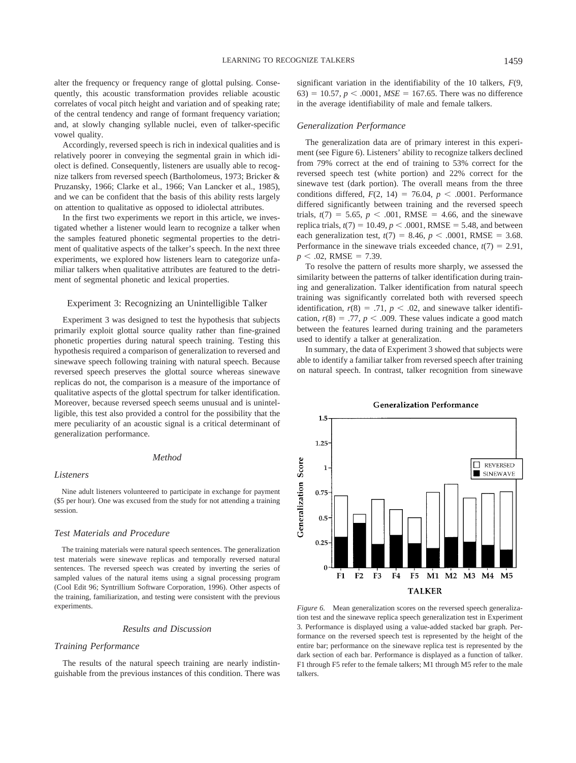alter the frequency or frequency range of glottal pulsing. Consequently, this acoustic transformation provides reliable acoustic correlates of vocal pitch height and variation and of speaking rate; of the central tendency and range of formant frequency variation; and, at slowly changing syllable nuclei, even of talker-specific vowel quality.

Accordingly, reversed speech is rich in indexical qualities and is relatively poorer in conveying the segmental grain in which idiolect is defined. Consequently, listeners are usually able to recognize talkers from reversed speech (Bartholomeus, 1973; Bricker & Pruzansky, 1966; Clarke et al., 1966; Van Lancker et al., 1985), and we can be confident that the basis of this ability rests largely on attention to qualitative as opposed to idiolectal attributes.

In the first two experiments we report in this article, we investigated whether a listener would learn to recognize a talker when the samples featured phonetic segmental properties to the detriment of qualitative aspects of the talker's speech. In the next three experiments, we explored how listeners learn to categorize unfamiliar talkers when qualitative attributes are featured to the detriment of segmental phonetic and lexical properties.

## Experiment 3: Recognizing an Unintelligible Talker

Experiment 3 was designed to test the hypothesis that subjects primarily exploit glottal source quality rather than fine-grained phonetic properties during natural speech training. Testing this hypothesis required a comparison of generalization to reversed and sinewave speech following training with natural speech. Because reversed speech preserves the glottal source whereas sinewave replicas do not, the comparison is a measure of the importance of qualitative aspects of the glottal spectrum for talker identification. Moreover, because reversed speech seems unusual and is unintelligible, this test also provided a control for the possibility that the mere peculiarity of an acoustic signal is a critical determinant of generalization performance.

### *Method*

#### *Listeners*

Nine adult listeners volunteered to participate in exchange for payment ($5 per hour). One was excused from the study for not attending a training session.

#### *Test Materials and Procedure*

The training materials were natural speech sentences. The generalization test materials were sinewave replicas and temporally reversed natural sentences. The reversed speech was created by inverting the series of sampled values of the natural items using a signal processing program (Cool Edit 96; Syntrillium Software Corporation, 1996). Other aspects of the training, familiarization, and testing were consistent with the previous experiments.

### *Results and Discussion*

#### *Training Performance*

The results of the natural speech training are nearly indistinguishable from the previous instances of this condition. There was significant variation in the identifiability of the 10 talkers, $F(9, 63) = 10.57$, $p < .0001$, $MSE = 167.65$. There was no difference in the average identifiability of male and female talkers.

#### *Generalization Performance*

The generalization data are of primary interest in this experiment (see Figure 6). Listeners' ability to recognize talkers declined from 79% correct at the end of training to 53% correct for the reversed speech test (white portion) and 22% correct for the sinewave test (dark portion). The overall means from the three conditions differed, $F(2, 14) = 76.04$, $p < .0001$. Performance differed significantly between training and the reversed speech trials, $t(7) = 5.65$, $p < .001$, RMSE $= 4.66$, and the sinewave replica trials, $t(7) = 10.49$, $p < .0001$, RMSE $= 5.48$, and between each generalization test, $t(7) = 8.46$, $p < .0001$, RMSE $= 3.68$. Performance in the sinewave trials exceeded chance, $t(7) = 2.91$, $p < .02$, RMSE $= 7.39$.

To resolve the pattern of results more sharply, we assessed the similarity between the patterns of talker identification during training and generalization. Talker identification from natural speech training was significantly correlated both with reversed speech identification, $r(8) = .71$, $p < .02$, and sinewave talker identification, $r(8) = .77$, $p < .009$. These values indicate a good match between the features learned during training and the parameters used to identify a talker at generalization.

In summary, the data of Experiment 3 showed that subjects were able to identify a familiar talker from reversed speech after training on natural speech. In contrast, talker recognition from sinewave

*Figure 6.* Mean generalization scores on the reversed speech generalization test and the sinewave replica speech generalization test in Experiment 3. Performance is displayed using a value-added stacked bar graph. Performance on the reversed speech test is represented by the height of the entire bar; performance on the sinewave replica test is represented by the dark section of each bar. Performance is displayed as a function of talker. F1 through F5 refer to the female talkers; M1 through M5 refer to the male talkers.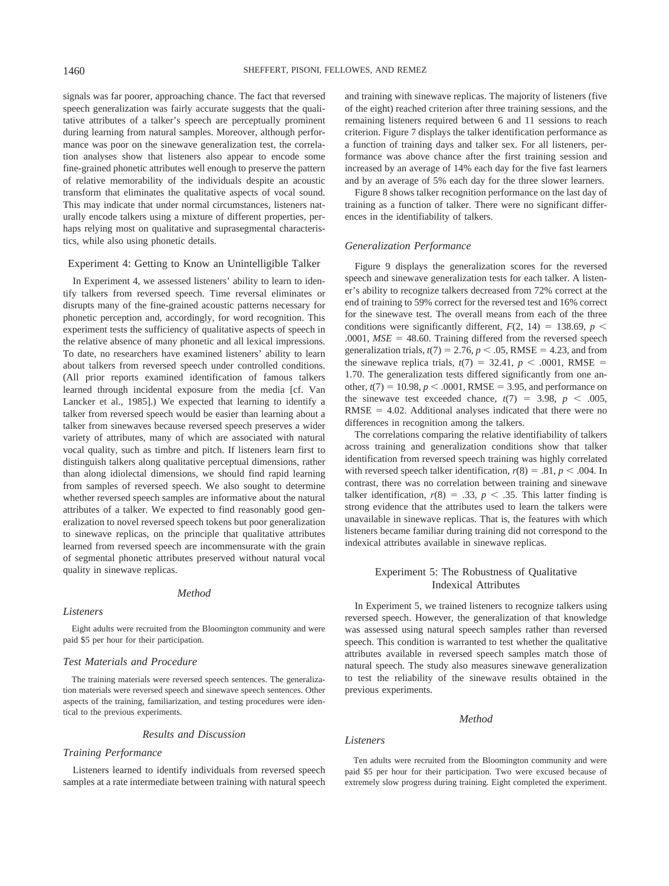signals was far poorer, approaching chance. The fact that reversed speech generalization was fairly accurate suggests that the qualitative attributes of a talker's speech are perceptually prominent during learning from natural samples. Moreover, although performance was poor on the sinewave generalization test, the correlation analyses show that listeners also appear to encode some fine-grained phonetic attributes well enough to preserve the pattern of relative memorability of the individuals despite an acoustic transform that eliminates the qualitative aspects of vocal sound. This may indicate that under normal circumstances, listeners naturally encode talkers using a mixture of different properties, perhaps relying most on qualitative and suprasegmental characteristics, while also using phonetic details.

## Experiment 4: Getting to Know an Unintelligible Talker

In Experiment 4, we assessed listeners' ability to learn to identify talkers from reversed speech. Time reversal eliminates or disrupts many of the fine-grained acoustic patterns necessary for phonetic perception and, accordingly, for word recognition. This experiment tests the sufficiency of qualitative aspects of speech in the relative absence of many phonetic and all lexical impressions. To date, no researchers have examined listeners' ability to learn about talkers from reversed speech under controlled conditions. (All prior reports examined identification of famous talkers learned through incidental exposure from the media [cf. Van Lancker et al., 1985].) We expected that learning to identify a talker from reversed speech would be easier than learning about a talker from sinewaves because reversed speech preserves a wider variety of attributes, many of which are associated with natural vocal quality, such as timbre and pitch. If listeners learn first to distinguish talkers along qualitative perceptual dimensions, rather than along idiolectal dimensions, we should find rapid learning from samples of reversed speech. We also sought to determine whether reversed speech samples are informative about the natural attributes of a talker. We expected to find reasonably good generalization to novel reversed speech tokens but poor generalization to sinewave replicas, on the principle that qualitative attributes learned from reversed speech are incommensurate with the grain of segmental phonetic attributes preserved without natural vocal quality in sinewave replicas.

### *Method*

#### *Listeners*

Eight adults were recruited from the Bloomington community and were paid $5 per hour for their participation.

#### *Test Materials and Procedure*

The training materials were reversed speech sentences. The generalization materials were reversed speech and sinewave speech sentences. Other aspects of the training, familiarization, and testing procedures were identical to the previous experiments.

### *Results and Discussion*

#### *Training Performance*

Listeners learned to identify individuals from reversed speech samples at a rate intermediate between training with natural speech and training with sinewave replicas. The majority of listeners (five of the eight) reached criterion after three training sessions, and the remaining listeners required between 6 and 11 sessions to reach criterion. Figure 7 displays the talker identification performance as a function of training days and talker sex. For all listeners, performance was above chance after the first training session and increased by an average of 14% each day for the five fast learners and by an average of 5% each day for the three slower learners.

Figure 8 shows talker recognition performance on the last day of training as a function of talker. There were no significant differences in the identifiability of talkers.

#### *Generalization Performance*

Figure 9 displays the generalization scores for the reversed speech and sinewave generalization tests for each talker. A listener's ability to recognize talkers decreased from 72% correct at the end of training to 59% correct for the reversed test and 16% correct for the sinewave test. The overall means from each of the three conditions were significantly different, $F(2, 14) = 138.69$, $p < .0001$, $MSE = 48.60$. Training differed from the reversed speech generalization trials, $t(7) = 2.76$, $p < .05$, RMSE = 4.23, and from the sinewave replica trials, $t(7) = 32.41$, $p < .0001$, RMSE = 1.70. The generalization tests differed significantly from one another, $t(7) = 10.98$, $p < .0001$, RMSE = 3.95, and performance on the sinewave test exceeded chance, $t(7) = 3.98$, $p < .005$, RMSE = 4.02. Additional analyses indicated that there were no differences in recognition among the talkers.

The correlations comparing the relative identifiability of talkers across training and generalization conditions show that talker identification from reversed speech training was highly correlated with reversed speech talker identification, $r(8) = .81$, $p < .004$. In contrast, there was no correlation between training and sinewave talker identification, $r(8) = .33$, $p < .35$. This latter finding is strong evidence that the attributes used to learn the talkers were unavailable in sinewave replicas. That is, the features with which listeners became familiar during training did not correspond to the indexical attributes available in sinewave replicas.

## Experiment 5: The Robustness of Qualitative Indexical Attributes

In Experiment 5, we trained listeners to recognize talkers using reversed speech. However, the generalization of that knowledge was assessed using natural speech samples rather than reversed speech. This condition is warranted to test whether the qualitative attributes available in reversed speech samples match those of natural speech. The study also measures sinewave generalization to test the reliability of the sinewave results obtained in the previous experiments.

### *Method*

#### *Listeners*

Ten adults were recruited from the Bloomington community and were paid $5 per hour for their participation. Two were excused because of extremely slow progress during training. Eight completed the experiment.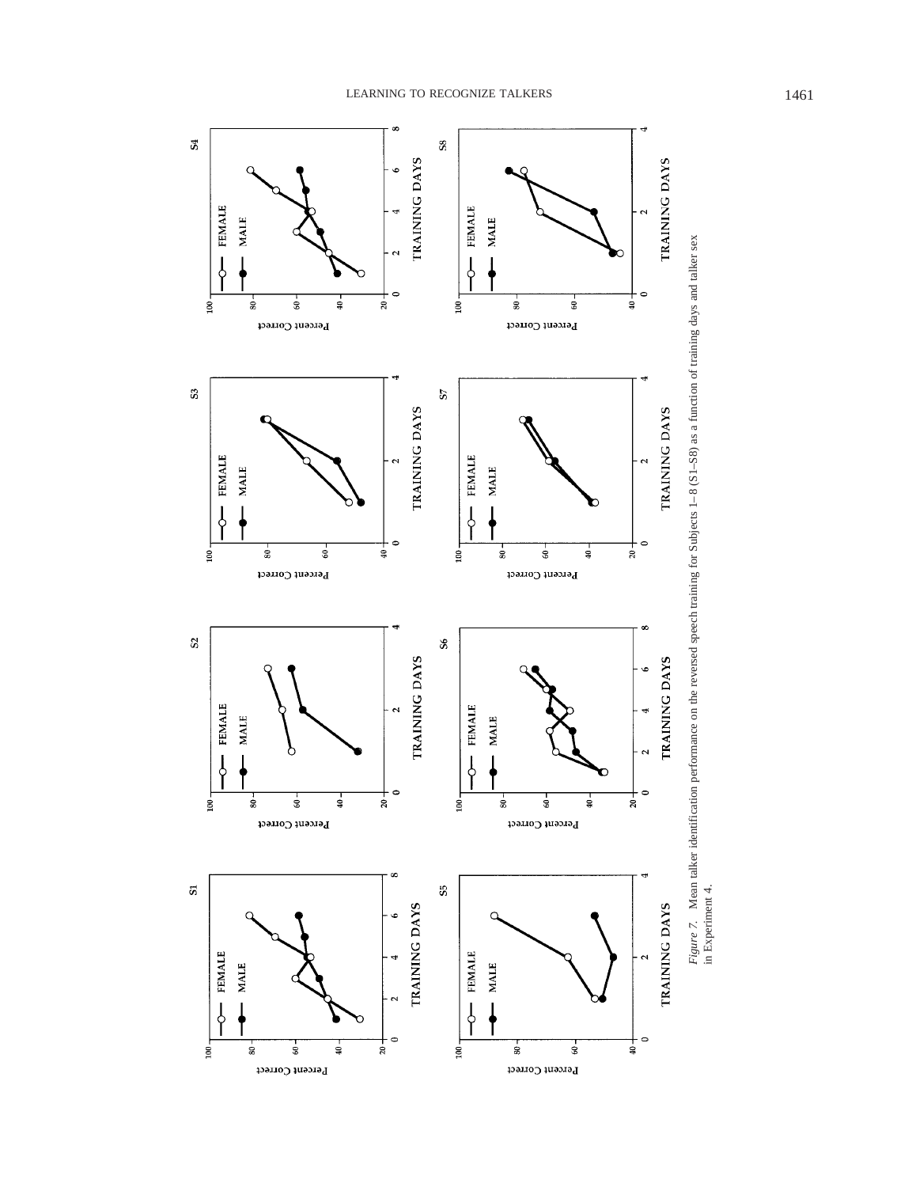*Figure 7.* Mean talker identification performance on the reversed speech training for Subjects 1–8 (S1–S8) as a function of training days and talker sex in Experiment 4.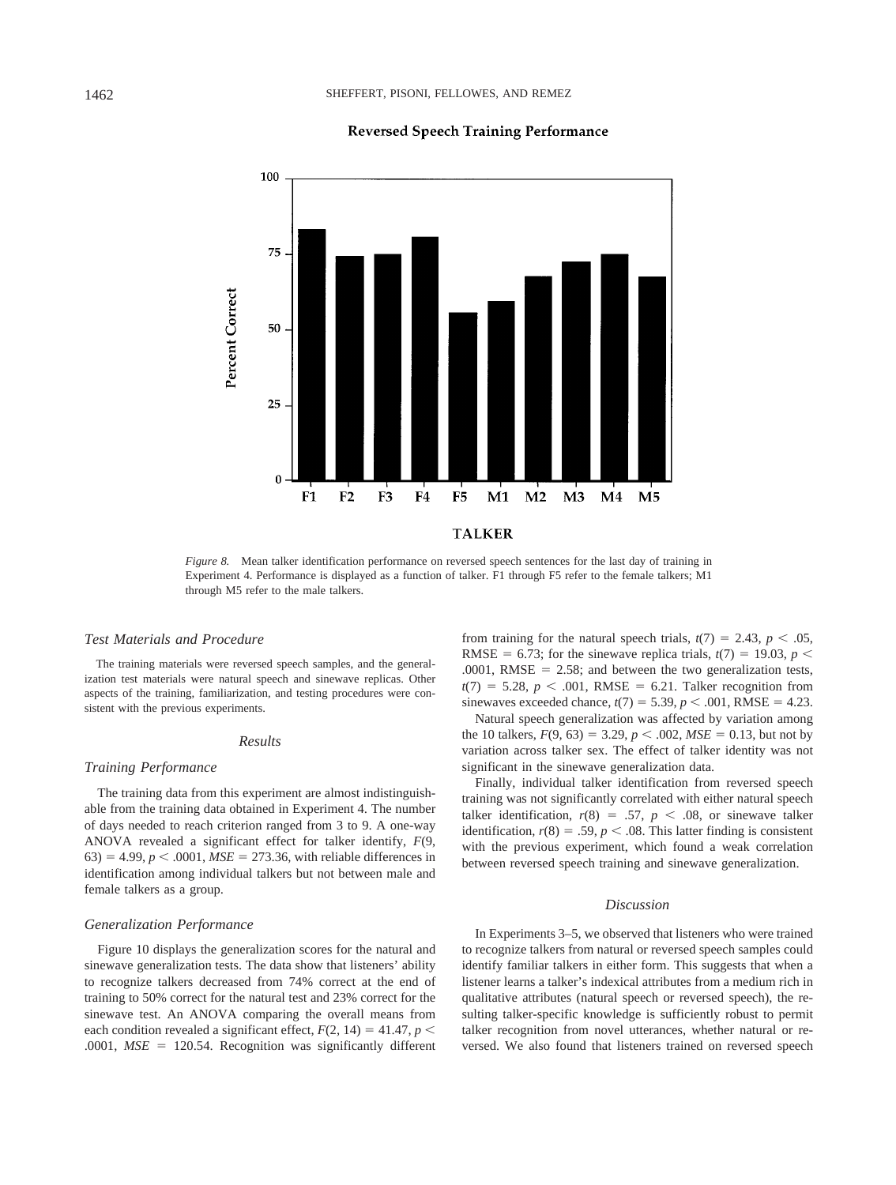Reversed Speech Training Performance

*Figure 8.* Mean talker identification performance on reversed speech sentences for the last day of training in Experiment 4. Performance is displayed as a function of talker. F1 through F5 refer to the female talkers; M1 through M5 refer to the male talkers.

### *Test Materials and Procedure*

The training materials were reversed speech samples, and the generalization test materials were natural speech and sinewave replicas. Other aspects of the training, familiarization, and testing procedures were consistent with the previous experiments.

## *Results*

### *Training Performance*

The training data from this experiment are almost indistinguishable from the training data obtained in Experiment 4. The number of days needed to reach criterion ranged from 3 to 9. A one-way ANOVA revealed a significant effect for talker identify, $F(9, 63) = 4.99$, $p < .0001$, $MSE = 273.36$, with reliable differences in identification among individual talkers but not between male and female talkers as a group.

### *Generalization Performance*

Figure 10 displays the generalization scores for the natural and sinewave generalization tests. The data show that listeners' ability to recognize talkers decreased from 74% correct at the end of training to 50% correct for the natural test and 23% correct for the sinewave test. An ANOVA comparing the overall means from each condition revealed a significant effect, $F(2, 14) = 41.47$, $p < .0001$, $MSE = 120.54$. Recognition was significantly different from training for the natural speech trials, $t(7) = 2.43$, $p < .05$, RMSE = 6.73; for the sinewave replica trials, $t(7) = 19.03$, $p < .0001$, RMSE = 2.58; and between the two generalization tests, $t(7) = 5.28$, $p < .001$, RMSE = 6.21. Talker recognition from sinewaves exceeded chance, $t(7) = 5.39$, $p < .001$, RMSE = 4.23.

Natural speech generalization was affected by variation among the 10 talkers, $F(9, 63) = 3.29$, $p < .002$, $MSE = 0.13$, but not by variation across talker sex. The effect of talker identity was not significant in the sinewave generalization data.

Finally, individual talker identification from reversed speech training was not significantly correlated with either natural speech talker identification, $r(8) = .57$, $p < .08$, or sinewave talker identification, $r(8) = .59$, $p < .08$. This latter finding is consistent with the previous experiment, which found a weak correlation between reversed speech training and sinewave generalization.

## *Discussion*

In Experiments 3–5, we observed that listeners who were trained to recognize talkers from natural or reversed speech samples could identify familiar talkers in either form. This suggests that when a listener learns a talker's indexical attributes from a medium rich in qualitative attributes (natural speech or reversed speech), the resulting talker-specific knowledge is sufficiently robust to permit talker recognition from novel utterances, whether natural or reversed. We also found that listeners trained on reversed speech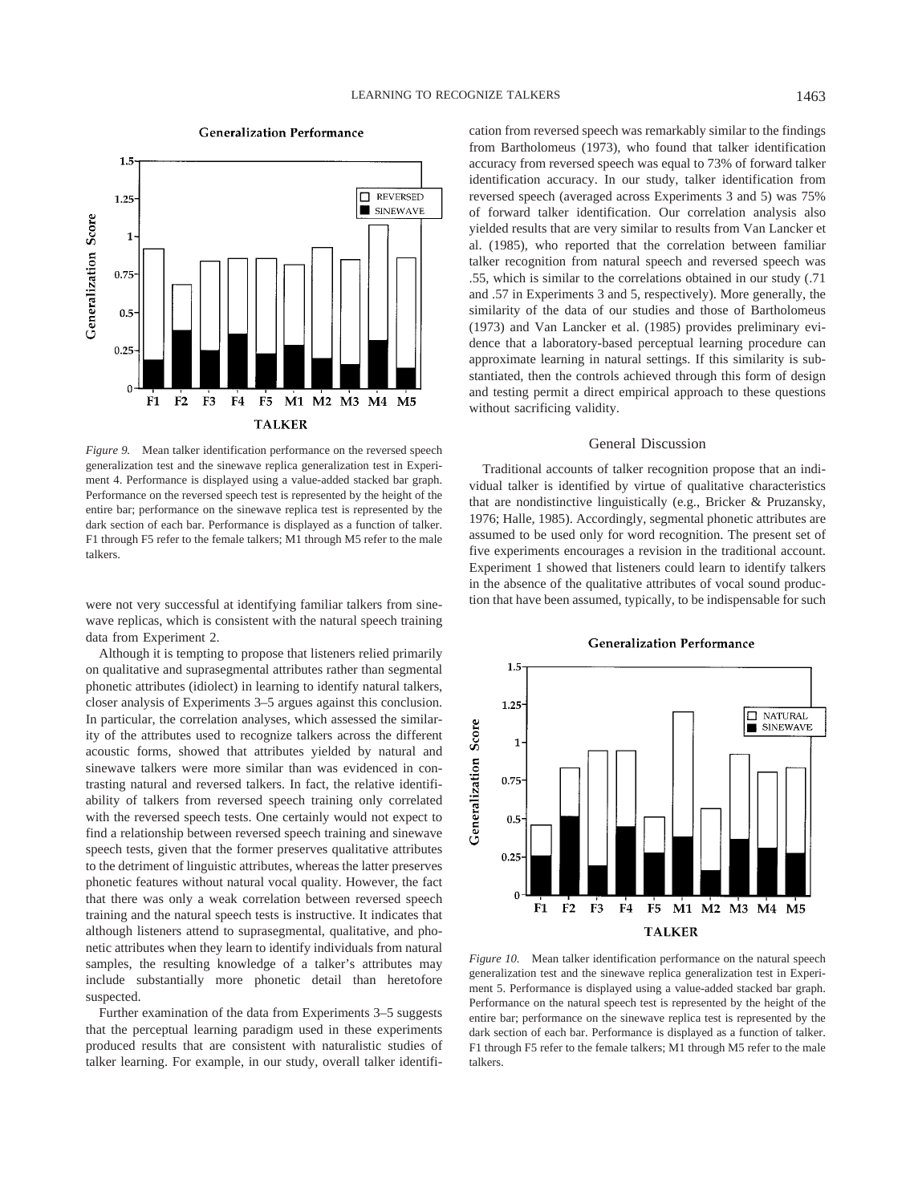*Figure 9.* Mean talker identification performance on the reversed speech generalization test and the sinewave replica generalization test in Experiment 4. Performance is displayed using a value-added stacked bar graph. Performance on the reversed speech test is represented by the height of the entire bar; performance on the sinewave replica test is represented by the dark section of each bar. Performance is displayed as a function of talker. F1 through F5 refer to the female talkers; M1 through M5 refer to the male talkers.

were not very successful at identifying familiar talkers from sinewave replicas, which is consistent with the natural speech training data from Experiment 2.

Although it is tempting to propose that listeners relied primarily on qualitative and suprasegmental attributes rather than segmental phonetic attributes (idiolect) in learning to identify natural talkers, closer analysis of Experiments 3–5 argues against this conclusion. In particular, the correlation analyses, which assessed the similarity of the attributes used to recognize talkers across the different acoustic forms, showed that attributes yielded by natural and sinewave talkers were more similar than was evidenced in contrasting natural and reversed talkers. In fact, the relative identifiability of talkers from reversed speech training only correlated with the reversed speech tests. One certainly would not expect to find a relationship between reversed speech training and sinewave speech tests, given that the former preserves qualitative attributes to the detriment of linguistic attributes, whereas the latter preserves phonetic features without natural vocal quality. However, the fact that there was only a weak correlation between reversed speech training and the natural speech tests is instructive. It indicates that although listeners attend to suprasegmental, qualitative, and phonetic attributes when they learn to identify individuals from natural samples, the resulting knowledge of a talker's attributes may include substantially more phonetic detail than heretofore suspected.

Further examination of the data from Experiments 3–5 suggests that the perceptual learning paradigm used in these experiments produced results that are consistent with naturalistic studies of talker learning. For example, in our study, overall talker identification from reversed speech was remarkably similar to the findings from Bartholomeus (1973), who found that talker identification accuracy from reversed speech was equal to 73% of forward talker identification accuracy. In our study, talker identification from reversed speech (averaged across Experiments 3 and 5) was 75% of forward talker identification. Our correlation analysis also yielded results that are very similar to results from Van Lancker et al. (1985), who reported that the correlation between familiar talker recognition from natural speech and reversed speech was .55, which is similar to the correlations obtained in our study (.71 and .57 in Experiments 3 and 5, respectively). More generally, the similarity of the data of our studies and those of Bartholomeus (1973) and Van Lancker et al. (1985) provides preliminary evidence that a laboratory-based perceptual learning procedure can approximate learning in natural settings. If this similarity is substantiated, then the controls achieved through this form of design and testing permit a direct empirical approach to these questions without sacrificing validity.

## General Discussion

Traditional accounts of talker recognition propose that an individual talker is identified by virtue of qualitative characteristics that are nondistinctive linguistically (e.g., Bricker & Pruzansky, 1976; Halle, 1985). Accordingly, segmental phonetic attributes are assumed to be used only for word recognition. The present set of five experiments encourages a revision in the traditional account. Experiment 1 showed that listeners could learn to identify talkers in the absence of the qualitative attributes of vocal sound production that have been assumed, typically, to be indispensable for such

*Figure 10.* Mean talker identification performance on the natural speech generalization test and the sinewave replica generalization test in Experiment 5. Performance is displayed using a value-added stacked bar graph. Performance on the natural speech test is represented by the height of the entire bar; performance on the sinewave replica test is represented by the dark section of each bar. Performance is displayed as a function of talker. F1 through F5 refer to the female talkers; M1 through M5 refer to the male talkers.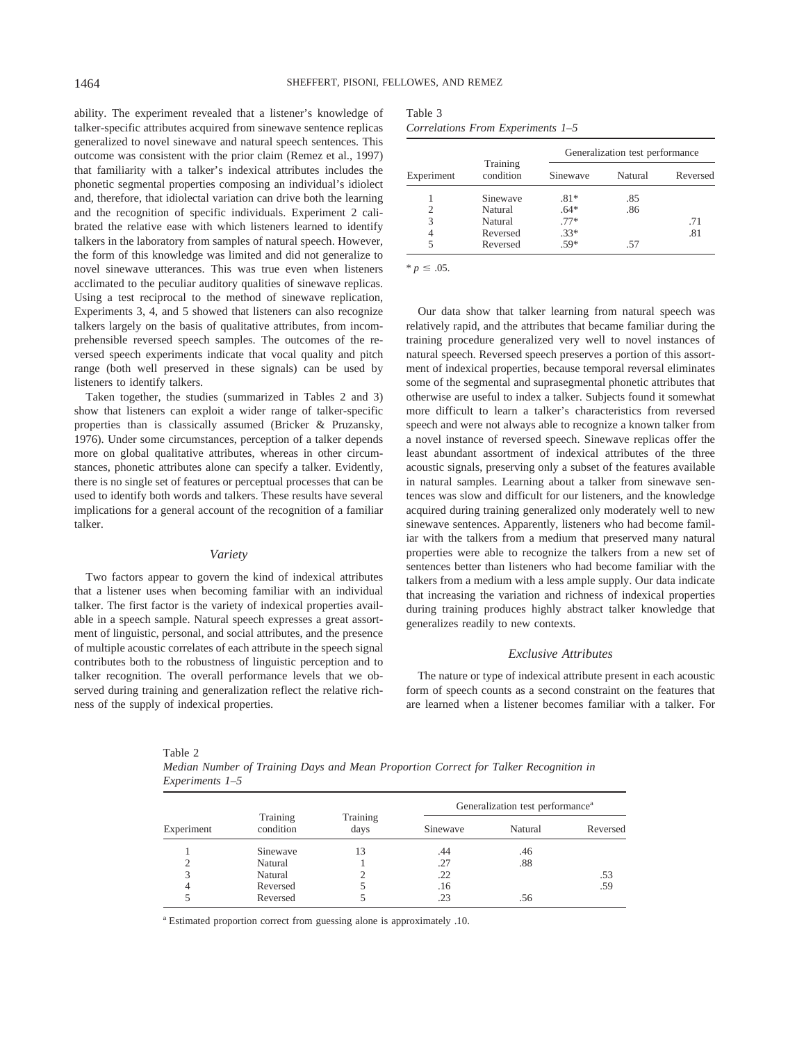ability. The experiment revealed that a listener's knowledge of talker-specific attributes acquired from sinewave sentence replicas generalized to novel sinewave and natural speech sentences. This outcome was consistent with the prior claim (Remez et al., 1997) that familiarity with a talker's indexical attributes includes the phonetic segmental properties composing an individual's idiolect and, therefore, that idiolectal variation can drive both the learning and the recognition of specific individuals. Experiment 2 calibrated the relative ease with which listeners learned to identify talkers in the laboratory from samples of natural speech. However, the form of this knowledge was limited and did not generalize to novel sinewave utterances. This was true even when listeners acclimated to the peculiar auditory qualities of sinewave replicas. Using a test reciprocal to the method of sinewave replication, Experiments 3, 4, and 5 showed that listeners can also recognize talkers largely on the basis of qualitative attributes, from incomprehensible reversed speech samples. The outcomes of the reversed speech experiments indicate that vocal quality and pitch range (both well preserved in these signals) can be used by listeners to identify talkers.

Taken together, the studies (summarized in Tables 2 and 3) show that listeners can exploit a wider range of talker-specific properties than is classically assumed (Bricker & Pruzansky, 1976). Under some circumstances, perception of a talker depends more on global qualitative attributes, whereas in other circumstances, phonetic attributes alone can specify a talker. Evidently, there is no single set of features or perceptual processes that can be used to identify both words and talkers. These results have several implications for a general account of the recognition of a familiar talker.

### *Variety*

Two factors appear to govern the kind of indexical attributes that a listener uses when becoming familiar with an individual talker. The first factor is the variety of indexical properties available in a speech sample. Natural speech expresses a great assortment of linguistic, personal, and social attributes, and the presence of multiple acoustic correlates of each attribute in the speech signal contributes both to the robustness of linguistic perception and to talker recognition. The overall performance levels that we observed during training and generalization reflect the relative richness of the supply of indexical properties.

Table 3
*Correlations From Experiments 1–5*

| Experiment | Training condition | Generalization test performance | | |
|---|---|---|---|---|
| | | Sinewave | Natural | Reversed |
| 1 | Sinewave | .81* | .85 | |
| 2 | Natural | .64* | .86 | |
| 3 | Natural | .77* | | .71 |
| 4 | Reversed | .33* | | .81 |
| 5 | Reversed | .59* | .57 | |

\* $p \leq .05$.

Our data show that talker learning from natural speech was relatively rapid, and the attributes that became familiar during the training procedure generalized very well to novel instances of natural speech. Reversed speech preserves a portion of this assortment of indexical properties, because temporal reversal eliminates some of the segmental and suprasegmental phonetic attributes that otherwise are useful to index a talker. Subjects found it somewhat more difficult to learn a talker's characteristics from reversed speech and were not always able to recognize a known talker from a novel instance of reversed speech. Sinewave replicas offer the least abundant assortment of indexical attributes of the three acoustic signals, preserving only a subset of the features available in natural samples. Learning about a talker from sinewave sentences was slow and difficult for our listeners, and the knowledge acquired during training generalized only moderately well to new sinewave sentences. Apparently, listeners who had become familiar with the talkers from a medium that preserved many natural properties were able to recognize the talkers from a new set of sentences better than listeners who had become familiar with the talkers from a medium with a less ample supply. Our data indicate that increasing the variation and richness of indexical properties during training produces highly abstract talker knowledge that generalizes readily to new contexts.

### *Exclusive Attributes*

The nature or type of indexical attribute present in each acoustic form of speech counts as a second constraint on the features that are learned when a listener becomes familiar with a talker. For

Table 2
*Median Number of Training Days and Mean Proportion Correct for Talker Recognition in Experiments 1–5*

| Experiment | Training condition | Training days | Generalization test performance[a] | | |
|---|---|---|---|---|---|
| | | | Sinewave | Natural | Reversed |
| 1 | Sinewave | 13 | .44 | .46 | |
| 2 | Natural | 1 | .27 | .88 | |
| 3 | Natural | 2 | .22 | | .53 |
| 4 | Reversed | 5 | .16 | | .59 |
| 5 | Reversed | 5 | .23 | .56 | |

[a] Estimated proportion correct from guessing alone is approximately .10.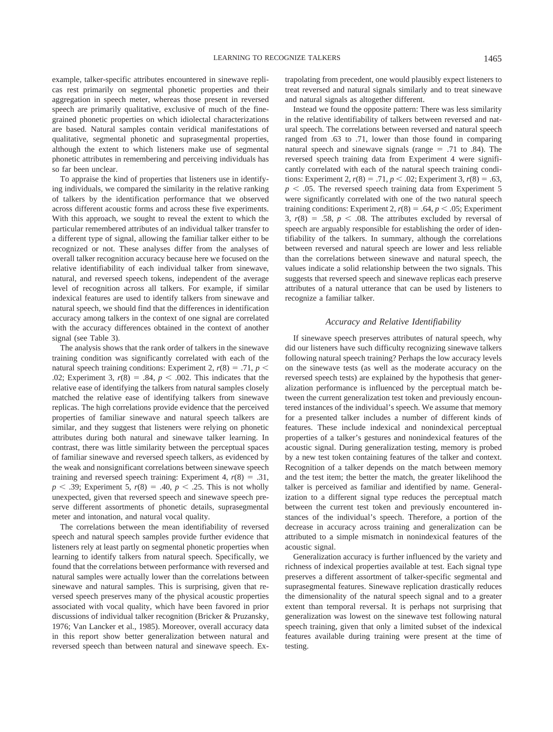example, talker-specific attributes encountered in sinewave replicas rest primarily on segmental phonetic properties and their aggregation in speech meter, whereas those present in reversed speech are primarily qualitative, exclusive of much of the fine-grained phonetic properties on which idiolectal characterizations are based. Natural samples contain veridical manifestations of qualitative, segmental phonetic and suprasegmental properties, although the extent to which listeners make use of segmental phonetic attributes in remembering and perceiving individuals has so far been unclear.

To appraise the kind of properties that listeners use in identifying individuals, we compared the similarity in the relative ranking of talkers by the identification performance that we observed across different acoustic forms and across these five experiments. With this approach, we sought to reveal the extent to which the particular remembered attributes of an individual talker transfer to a different type of signal, allowing the familiar talker either to be recognized or not. These analyses differ from the analyses of overall talker recognition accuracy because here we focused on the relative identifiability of each individual talker from sinewave, natural, and reversed speech tokens, independent of the average level of recognition across all talkers. For example, if similar indexical features are used to identify talkers from sinewave and natural speech, we should find that the differences in identification accuracy among talkers in the context of one signal are correlated with the accuracy differences obtained in the context of another signal (see Table 3).

The analysis shows that the rank order of talkers in the sinewave training condition was significantly correlated with each of the natural speech training conditions: Experiment 2, $r(8) = .71$, $p < .02$; Experiment 3, $r(8) = .84$, $p < .002$. This indicates that the relative ease of identifying the talkers from natural samples closely matched the relative ease of identifying talkers from sinewave replicas. The high correlations provide evidence that the perceived properties of familiar sinewave and natural speech talkers are similar, and they suggest that listeners were relying on phonetic attributes during both natural and sinewave talker learning. In contrast, there was little similarity between the perceptual spaces of familiar sinewave and reversed speech talkers, as evidenced by the weak and nonsignificant correlations between sinewave speech training and reversed speech training: Experiment 4, $r(8) = .31$, $p < .39$; Experiment 5, $r(8) = .40$, $p < .25$. This is not wholly unexpected, given that reversed speech and sinewave speech preserve different assortments of phonetic details, suprasegmental meter and intonation, and natural vocal quality.

The correlations between the mean identifiability of reversed speech and natural speech samples provide further evidence that listeners rely at least partly on segmental phonetic properties when learning to identify talkers from natural speech. Specifically, we found that the correlations between performance with reversed and natural samples were actually lower than the correlations between sinewave and natural samples. This is surprising, given that reversed speech preserves many of the physical acoustic properties associated with vocal quality, which have been favored in prior discussions of individual talker recognition (Bricker & Pruzansky, 1976; Van Lancker et al., 1985). Moreover, overall accuracy data in this report show better generalization between natural and reversed speech than between natural and sinewave speech. Extrapolating from precedent, one would plausibly expect listeners to treat reversed and natural signals similarly and to treat sinewave and natural signals as altogether different.

Instead we found the opposite pattern: There was less similarity in the relative identifiability of talkers between reversed and natural speech. The correlations between reversed and natural speech ranged from .63 to .71, lower than those found in comparing natural speech and sinewave signals (range = .71 to .84). The reversed speech training data from Experiment 4 were significantly correlated with each of the natural speech training conditions: Experiment 2, $r(8) = .71$, $p < .02$; Experiment 3, $r(8) = .63$, $p < .05$. The reversed speech training data from Experiment 5 were significantly correlated with one of the two natural speech training conditions: Experiment 2, $r(8) = .64$, $p < .05$; Experiment 3, $r(8) = .58$, $p < .08$. The attributes excluded by reversal of speech are arguably responsible for establishing the order of identifiability of the talkers. In summary, although the correlations between reversed and natural speech are lower and less reliable than the correlations between sinewave and natural speech, the values indicate a solid relationship between the two signals. This suggests that reversed speech and sinewave replicas each preserve attributes of a natural utterance that can be used by listeners to recognize a familiar talker.

### *Accuracy and Relative Identifiability*

If sinewave speech preserves attributes of natural speech, why did our listeners have such difficulty recognizing sinewave talkers following natural speech training? Perhaps the low accuracy levels on the sinewave tests (as well as the moderate accuracy on the reversed speech tests) are explained by the hypothesis that generalization performance is influenced by the perceptual match between the current generalization test token and previously encountered instances of the individual's speech. We assume that memory for a presented talker includes a number of different kinds of features. These include indexical and nonindexical perceptual properties of a talker's gestures and nonindexical features of the acoustic signal. During generalization testing, memory is probed by a new test token containing features of the talker and context. Recognition of a talker depends on the match between memory and the test item; the better the match, the greater likelihood the talker is perceived as familiar and identified by name. Generalization to a different signal type reduces the perceptual match between the current test token and previously encountered instances of the individual's speech. Therefore, a portion of the decrease in accuracy across training and generalization can be attributed to a simple mismatch in nonindexical features of the acoustic signal.

Generalization accuracy is further influenced by the variety and richness of indexical properties available at test. Each signal type preserves a different assortment of talker-specific segmental and suprasegmental features. Sinewave replication drastically reduces the dimensionality of the natural speech signal and to a greater extent than temporal reversal. It is perhaps not surprising that generalization was lowest on the sinewave test following natural speech training, given that only a limited subset of the indexical features available during training were present at the time of testing.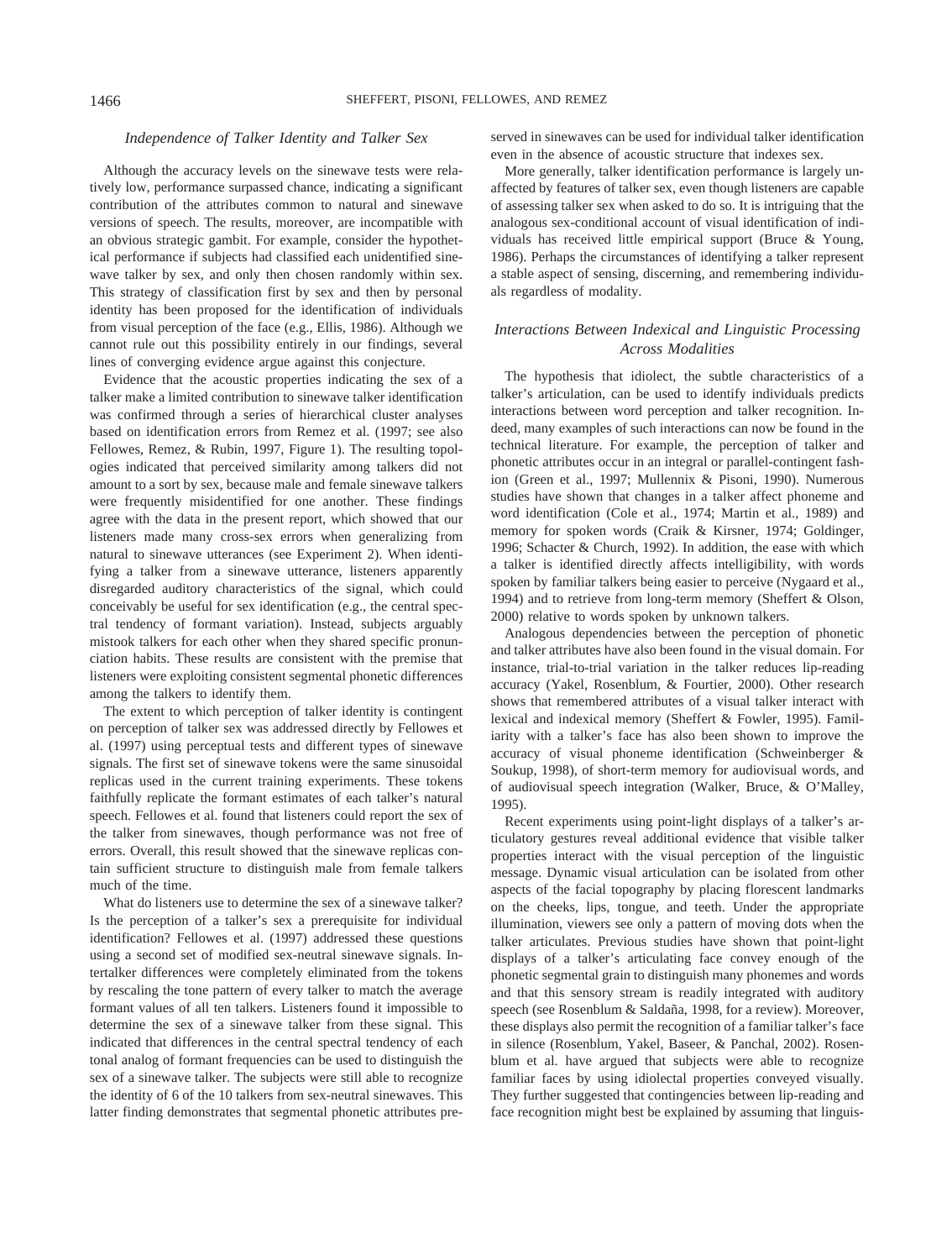### Independence of Talker Identity and Talker Sex

Although the accuracy levels on the sinewave tests were relatively low, performance surpassed chance, indicating a significant contribution of the attributes common to natural and sinewave versions of speech. The results, moreover, are incompatible with an obvious strategic gambit. For example, consider the hypothetical performance if subjects had classified each unidentified sinewave talker by sex, and only then chosen randomly within sex. This strategy of classification first by sex and then by personal identity has been proposed for the identification of individuals from visual perception of the face (e.g., Ellis, 1986). Although we cannot rule out this possibility entirely in our findings, several lines of converging evidence argue against this conjecture.

Evidence that the acoustic properties indicating the sex of a talker make a limited contribution to sinewave talker identification was confirmed through a series of hierarchical cluster analyses based on identification errors from Remez et al. (1997; see also Fellowes, Remez, & Rubin, 1997, Figure 1). The resulting topologies indicated that perceived similarity among talkers did not amount to a sort by sex, because male and female sinewave talkers were frequently misidentified for one another. These findings agree with the data in the present report, which showed that our listeners made many cross-sex errors when generalizing from natural to sinewave utterances (see Experiment 2). When identifying a talker from a sinewave utterance, listeners apparently disregarded auditory characteristics of the signal, which could conceivably be useful for sex identification (e.g., the central spectral tendency of formant variation). Instead, subjects arguably mistook talkers for each other when they shared specific pronunciation habits. These results are consistent with the premise that listeners were exploiting consistent segmental phonetic differences among the talkers to identify them.

The extent to which perception of talker identity is contingent on perception of talker sex was addressed directly by Fellowes et al. (1997) using perceptual tests and different types of sinewave signals. The first set of sinewave tokens were the same sinusoidal replicas used in the current training experiments. These tokens faithfully replicate the formant estimates of each talker's natural speech. Fellowes et al. found that listeners could report the sex of the talker from sinewaves, though performance was not free of errors. Overall, this result showed that the sinewave replicas contain sufficient structure to distinguish male from female talkers much of the time.

What do listeners use to determine the sex of a sinewave talker? Is the perception of a talker's sex a prerequisite for individual identification? Fellowes et al. (1997) addressed these questions using a second set of modified sex-neutral sinewave signals. Intertalker differences were completely eliminated from the tokens by rescaling the tone pattern of every talker to match the average formant values of all ten talkers. Listeners found it impossible to determine the sex of a sinewave talker from these signal. This indicated that differences in the central spectral tendency of each tonal analog of formant frequencies can be used to distinguish the sex of a sinewave talker. The subjects were still able to recognize the identity of 6 of the 10 talkers from sex-neutral sinewaves. This latter finding demonstrates that segmental phonetic attributes preserved in sinewaves can be used for individual talker identification even in the absence of acoustic structure that indexes sex.

More generally, talker identification performance is largely unaffected by features of talker sex, even though listeners are capable of assessing talker sex when asked to do so. It is intriguing that the analogous sex-conditional account of visual identification of individuals has received little empirical support (Bruce & Young, 1986). Perhaps the circumstances of identifying a talker represent a stable aspect of sensing, discerning, and remembering individuals regardless of modality.

### Interactions Between Indexical and Linguistic Processing Across Modalities

The hypothesis that idiolect, the subtle characteristics of a talker's articulation, can be used to identify individuals predicts interactions between word perception and talker recognition. Indeed, many examples of such interactions can now be found in the technical literature. For example, the perception of talker and phonetic attributes occur in an integral or parallel-contingent fashion (Green et al., 1997; Mullennix & Pisoni, 1990). Numerous studies have shown that changes in a talker affect phoneme and word identification (Cole et al., 1974; Martin et al., 1989) and memory for spoken words (Craik & Kirsner, 1974; Goldinger, 1996; Schacter & Church, 1992). In addition, the ease with which a talker is identified directly affects intelligibility, with words spoken by familiar talkers being easier to perceive (Nygaard et al., 1994) and to retrieve from long-term memory (Sheffert & Olson, 2000) relative to words spoken by unknown talkers.

Analogous dependencies between the perception of phonetic and talker attributes have also been found in the visual domain. For instance, trial-to-trial variation in the talker reduces lip-reading accuracy (Yakel, Rosenblum, & Fourtier, 2000). Other research shows that remembered attributes of a visual talker interact with lexical and indexical memory (Sheffert & Fowler, 1995). Familiarity with a talker's face has also been shown to improve the accuracy of visual phoneme identification (Schweinberger & Soukup, 1998), of short-term memory for audiovisual words, and of audiovisual speech integration (Walker, Bruce, & O'Malley, 1995).

Recent experiments using point-light displays of a talker's articulatory gestures reveal additional evidence that visible talker properties interact with the visual perception of the linguistic message. Dynamic visual articulation can be isolated from other aspects of the facial topography by placing florescent landmarks on the cheeks, lips, tongue, and teeth. Under the appropriate illumination, viewers see only a pattern of moving dots when the talker articulates. Previous studies have shown that point-light displays of a talker's articulating face convey enough of the phonetic segmental grain to distinguish many phonemes and words and that this sensory stream is readily integrated with auditory speech (see Rosenblum & Saldaña, 1998, for a review). Moreover, these displays also permit the recognition of a familiar talker's face in silence (Rosenblum, Yakel, Baseer, & Panchal, 2002). Rosenblum et al. have argued that subjects were able to recognize familiar faces by using idiolectal properties conveyed visually. They further suggested that contingencies between lip-reading and face recognition might best be explained by assuming that linguis-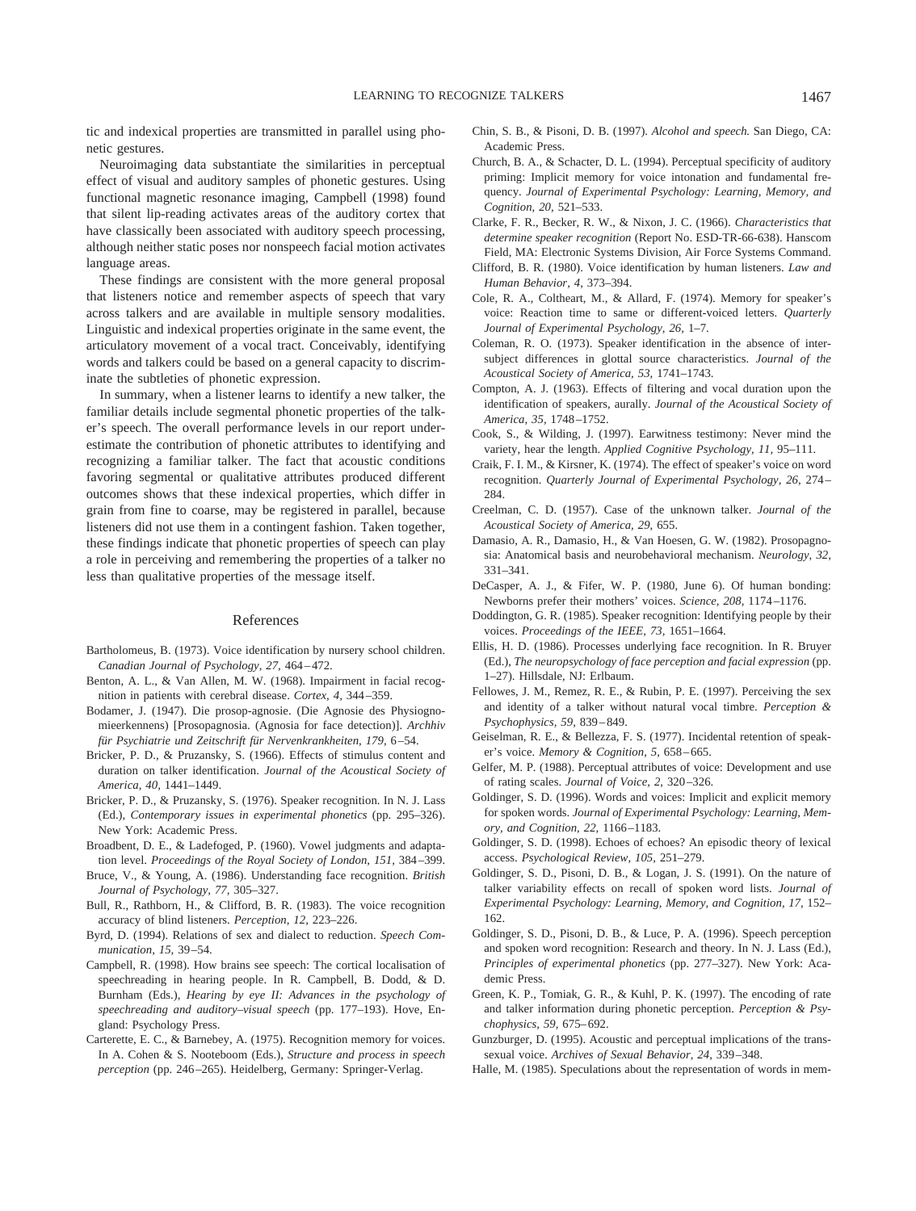tic and indexical properties are transmitted in parallel using phonetic gestures.

Neuroimaging data substantiate the similarities in perceptual effect of visual and auditory samples of phonetic gestures. Using functional magnetic resonance imaging, Campbell (1998) found that silent lip-reading activates areas of the auditory cortex that have classically been associated with auditory speech processing, although neither static poses nor nonspeech facial motion activates language areas.

These findings are consistent with the more general proposal that listeners notice and remember aspects of speech that vary across talkers and are available in multiple sensory modalities. Linguistic and indexical properties originate in the same event, the articulatory movement of a vocal tract. Conceivably, identifying words and talkers could be based on a general capacity to discriminate the subtleties of phonetic expression.

In summary, when a listener learns to identify a new talker, the familiar details include segmental phonetic properties of the talker's speech. The overall performance levels in our report underestimate the contribution of phonetic attributes to identifying and recognizing a familiar talker. The fact that acoustic conditions favoring segmental or qualitative attributes produced different outcomes shows that these indexical properties, which differ in grain from fine to coarse, may be registered in parallel, because listeners did not use them in a contingent fashion. Taken together, these findings indicate that phonetic properties of speech can play a role in perceiving and remembering the properties of a talker no less than qualitative properties of the message itself.

## References

Bartholomeus, B. (1973). Voice identification by nursery school children. *Canadian Journal of Psychology, 27,* 464–472.

Benton, A. L., & Van Allen, M. W. (1968). Impairment in facial recognition in patients with cerebral disease. *Cortex, 4,* 344–359.

Bodamer, J. (1947). Die prosop-agnosie. (Die Agnosie des Physiognomieerkennens) [Prosopagnosia. (Agnosia for face detection)]. *Archhiv für Psychiatrie und Zeitschrift für Nervenkrankheiten, 179,* 6–54.

Bricker, P. D., & Pruzansky, S. (1966). Effects of stimulus content and duration on talker identification. *Journal of the Acoustical Society of America, 40,* 1441–1449.

Bricker, P. D., & Pruzansky, S. (1976). Speaker recognition. In N. J. Lass (Ed.), *Contemporary issues in experimental phonetics* (pp. 295–326). New York: Academic Press.

Broadbent, D. E., & Ladefoged, P. (1960). Vowel judgments and adaptation level. *Proceedings of the Royal Society of London, 151,* 384–399.

Bruce, V., & Young, A. (1986). Understanding face recognition. *British Journal of Psychology, 77,* 305–327.

Bull, R., Rathborn, H., & Clifford, B. R. (1983). The voice recognition accuracy of blind listeners. *Perception, 12,* 223–226.

Byrd, D. (1994). Relations of sex and dialect to reduction. *Speech Communication, 15,* 39–54.

Campbell, R. (1998). How brains see speech: The cortical localisation of speechreading in hearing people. In R. Campbell, B. Dodd, & D. Burnham (Eds.), *Hearing by eye II: Advances in the psychology of speechreading and auditory–visual speech* (pp. 177–193). Hove, England: Psychology Press.

Carterette, E. C., & Barnebey, A. (1975). Recognition memory for voices. In A. Cohen & S. Nooteboom (Eds.), *Structure and process in speech perception* (pp. 246–265). Heidelberg, Germany: Springer-Verlag.

Chin, S. B., & Pisoni, D. B. (1997). *Alcohol and speech.* San Diego, CA: Academic Press.

Church, B. A., & Schacter, D. L. (1994). Perceptual specificity of auditory priming: Implicit memory for voice intonation and fundamental frequency. *Journal of Experimental Psychology: Learning, Memory, and Cognition, 20,* 521–533.

Clarke, F. R., Becker, R. W., & Nixon, J. C. (1966). *Characteristics that determine speaker recognition* (Report No. ESD-TR-66-638). Hanscom Field, MA: Electronic Systems Division, Air Force Systems Command.

Clifford, B. R. (1980). Voice identification by human listeners. *Law and Human Behavior, 4,* 373–394.

Cole, R. A., Coltheart, M., & Allard, F. (1974). Memory for speaker's voice: Reaction time to same or different-voiced letters. *Quarterly Journal of Experimental Psychology, 26,* 1–7.

Coleman, R. O. (1973). Speaker identification in the absence of intersubject differences in glottal source characteristics. *Journal of the Acoustical Society of America, 53,* 1741–1743.

Compton, A. J. (1963). Effects of filtering and vocal duration upon the identification of speakers, aurally. *Journal of the Acoustical Society of America, 35,* 1748–1752.

Cook, S., & Wilding, J. (1997). Earwitness testimony: Never mind the variety, hear the length. *Applied Cognitive Psychology, 11,* 95–111.

Craik, F. I. M., & Kirsner, K. (1974). The effect of speaker's voice on word recognition. *Quarterly Journal of Experimental Psychology, 26,* 274–284.

Creelman, C. D. (1957). Case of the unknown talker. *Journal of the Acoustical Society of America, 29,* 655.

Damasio, A. R., Damasio, H., & Van Hoesen, G. W. (1982). Prosopagnosia: Anatomical basis and neurobehavioral mechanism. *Neurology, 32,* 331–341.

DeCasper, A. J., & Fifer, W. P. (1980, June 6). Of human bonding: Newborns prefer their mothers' voices. *Science, 208,* 1174–1176.

Doddington, G. R. (1985). Speaker recognition: Identifying people by their voices. *Proceedings of the IEEE, 73,* 1651–1664.

Ellis, H. D. (1986). Processes underlying face recognition. In R. Bruyer (Ed.), *The neuropsychology of face perception and facial expression* (pp. 1–27). Hillsdale, NJ: Erlbaum.

Fellowes, J. M., Remez, R. E., & Rubin, P. E. (1997). Perceiving the sex and identity of a talker without natural vocal timbre. *Perception & Psychophysics, 59,* 839–849.

Geiselman, R. E., & Bellezza, F. S. (1977). Incidental retention of speaker's voice. *Memory & Cognition, 5,* 658–665.

Gelfer, M. P. (1988). Perceptual attributes of voice: Development and use of rating scales. *Journal of Voice, 2,* 320–326.

Goldinger, S. D. (1996). Words and voices: Implicit and explicit memory for spoken words. *Journal of Experimental Psychology: Learning, Memory, and Cognition, 22,* 1166–1183.

Goldinger, S. D. (1998). Echoes of echoes? An episodic theory of lexical access. *Psychological Review, 105,* 251–279.

Goldinger, S. D., Pisoni, D. B., & Logan, J. S. (1991). On the nature of talker variability effects on recall of spoken word lists. *Journal of Experimental Psychology: Learning, Memory, and Cognition, 17,* 152–162.

Goldinger, S. D., Pisoni, D. B., & Luce, P. A. (1996). Speech perception and spoken word recognition: Research and theory. In N. J. Lass (Ed.), *Principles of experimental phonetics* (pp. 277–327). New York: Academic Press.

Green, K. P., Tomiak, G. R., & Kuhl, P. K. (1997). The encoding of rate and talker information during phonetic perception. *Perception & Psychophysics, 59,* 675–692.

Gunzburger, D. (1995). Acoustic and perceptual implications of the transsexual voice. *Archives of Sexual Behavior, 24,* 339–348.

Halle, M. (1985). Speculations about the representation of words in mem-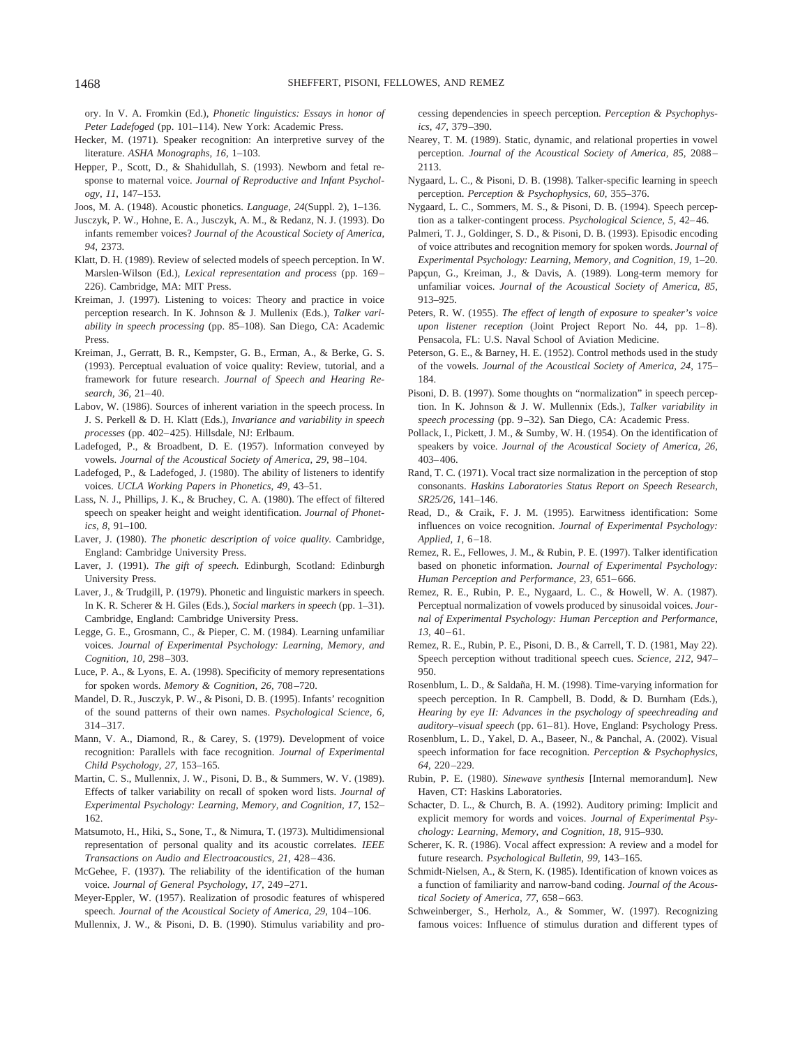ory. In V. A. Fromkin (Ed.), *Phonetic linguistics: Essays in honor of Peter Ladefoged* (pp. 101–114). New York: Academic Press.

Hecker, M. (1971). Speaker recognition: An interpretive survey of the literature. *ASHA Monographs, 16,* 1–103.

Hepper, P., Scott, D., & Shahidullah, S. (1993). Newborn and fetal response to maternal voice. *Journal of Reproductive and Infant Psychology, 11,* 147–153.

Joos, M. A. (1948). Acoustic phonetics. *Language, 24*(Suppl. 2), 1–136.

Jusczyk, P. W., Hohne, E. A., Jusczyk, A. M., & Redanz, N. J. (1993). Do infants remember voices? *Journal of the Acoustical Society of America, 94,* 2373.

Klatt, D. H. (1989). Review of selected models of speech perception. In W. Marslen-Wilson (Ed.), *Lexical representation and process* (pp. 169–226). Cambridge, MA: MIT Press.

Kreiman, J. (1997). Listening to voices: Theory and practice in voice perception research. In K. Johnson & J. Mullenix (Eds.), *Talker variability in speech processing* (pp. 85–108). San Diego, CA: Academic Press.

Kreiman, J., Gerratt, B. R., Kempster, G. B., Erman, A., & Berke, G. S. (1993). Perceptual evaluation of voice quality: Review, tutorial, and a framework for future research. *Journal of Speech and Hearing Research, 36,* 21–40.

Labov, W. (1986). Sources of inherent variation in the speech process. In J. S. Perkell & D. H. Klatt (Eds.), *Invariance and variability in speech processes* (pp. 402–425). Hillsdale, NJ: Erlbaum.

Ladefoged, P., & Broadbent, D. E. (1957). Information conveyed by vowels. *Journal of the Acoustical Society of America, 29,* 98–104.

Ladefoged, P., & Ladefoged, J. (1980). The ability of listeners to identify voices. *UCLA Working Papers in Phonetics, 49,* 43–51.

Lass, N. J., Phillips, J. K., & Bruchey, C. A. (1980). The effect of filtered speech on speaker height and weight identification. *Journal of Phonetics, 8,* 91–100.

Laver, J. (1980). *The phonetic description of voice quality.* Cambridge, England: Cambridge University Press.

Laver, J. (1991). *The gift of speech.* Edinburgh, Scotland: Edinburgh University Press.

Laver, J., & Trudgill, P. (1979). Phonetic and linguistic markers in speech. In K. R. Scherer & H. Giles (Eds.), *Social markers in speech* (pp. 1–31). Cambridge, England: Cambridge University Press.

Legge, G. E., Grosmann, C., & Pieper, C. M. (1984). Learning unfamiliar voices. *Journal of Experimental Psychology: Learning, Memory, and Cognition, 10,* 298–303.

Luce, P. A., & Lyons, E. A. (1998). Specificity of memory representations for spoken words. *Memory & Cognition, 26,* 708–720.

Mandel, D. R., Jusczyk, P. W., & Pisoni, D. B. (1995). Infants' recognition of the sound patterns of their own names. *Psychological Science, 6,* 314–317.

Mann, V. A., Diamond, R., & Carey, S. (1979). Development of voice recognition: Parallels with face recognition. *Journal of Experimental Child Psychology, 27,* 153–165.

Martin, C. S., Mullennix, J. W., Pisoni, D. B., & Summers, W. V. (1989). Effects of talker variability on recall of spoken word lists. *Journal of Experimental Psychology: Learning, Memory, and Cognition, 17,* 152–162.

Matsumoto, H., Hiki, S., Sone, T., & Nimura, T. (1973). Multidimensional representation of personal quality and its acoustic correlates. *IEEE Transactions on Audio and Electroacoustics, 21,* 428–436.

McGehee, F. (1937). The reliability of the identification of the human voice. *Journal of General Psychology, 17,* 249–271.

Meyer-Eppler, W. (1957). Realization of prosodic features of whispered speech. *Journal of the Acoustical Society of America, 29,* 104–106.

Mullennix, J. W., & Pisoni, D. B. (1990). Stimulus variability and processing dependencies in speech perception. *Perception & Psychophysics, 47,* 379–390.

Nearey, T. M. (1989). Static, dynamic, and relational properties in vowel perception. *Journal of the Acoustical Society of America, 85,* 2088–2113.

Nygaard, L. C., & Pisoni, D. B. (1998). Talker-specific learning in speech perception. *Perception & Psychophysics, 60,* 355–376.

Nygaard, L. C., Sommers, M. S., & Pisoni, D. B. (1994). Speech perception as a talker-contingent process. *Psychological Science, 5,* 42–46.

Palmeri, T. J., Goldinger, S. D., & Pisoni, D. B. (1993). Episodic encoding of voice attributes and recognition memory for spoken words. *Journal of Experimental Psychology: Learning, Memory, and Cognition, 19,* 1–20.

Papçun, G., Kreiman, J., & Davis, A. (1989). Long-term memory for unfamiliar voices. *Journal of the Acoustical Society of America, 85,* 913–925.

Peters, R. W. (1955). *The effect of length of exposure to speaker's voice upon listener reception* (Joint Project Report No. 44, pp. 1–8). Pensacola, FL: U.S. Naval School of Aviation Medicine.

Peterson, G. E., & Barney, H. E. (1952). Control methods used in the study of the vowels. *Journal of the Acoustical Society of America, 24,* 175–184.

Pisoni, D. B. (1997). Some thoughts on "normalization" in speech perception. In K. Johnson & J. W. Mullennix (Eds.), *Talker variability in speech processing* (pp. 9–32). San Diego, CA: Academic Press.

Pollack, I., Pickett, J. M., & Sumby, W. H. (1954). On the identification of speakers by voice. *Journal of the Acoustical Society of America, 26,* 403–406.

Rand, T. C. (1971). Vocal tract size normalization in the perception of stop consonants. *Haskins Laboratories Status Report on Speech Research, SR25/26,* 141–146.

Read, D., & Craik, F. J. M. (1995). Earwitness identification: Some influences on voice recognition. *Journal of Experimental Psychology: Applied, 1,* 6–18.

Remez, R. E., Fellowes, J. M., & Rubin, P. E. (1997). Talker identification based on phonetic information. *Journal of Experimental Psychology: Human Perception and Performance, 23,* 651–666.

Remez, R. E., Rubin, P. E., Nygaard, L. C., & Howell, W. A. (1987). Perceptual normalization of vowels produced by sinusoidal voices. *Journal of Experimental Psychology: Human Perception and Performance, 13,* 40–61.

Remez, R. E., Rubin, P. E., Pisoni, D. B., & Carrell, T. D. (1981, May 22). Speech perception without traditional speech cues. *Science, 212,* 947–950.

Rosenblum, L. D., & Saldaña, H. M. (1998). Time-varying information for speech perception. In R. Campbell, B. Dodd, & D. Burnham (Eds.), *Hearing by eye II: Advances in the psychology of speechreading and auditory–visual speech* (pp. 61–81). Hove, England: Psychology Press.

Rosenblum, L. D., Yakel, D. A., Baseer, N., & Panchal, A. (2002). Visual speech information for face recognition. *Perception & Psychophysics, 64,* 220–229.

Rubin, P. E. (1980). *Sinewave synthesis* [Internal memorandum]. New Haven, CT: Haskins Laboratories.

Schacter, D. L., & Church, B. A. (1992). Auditory priming: Implicit and explicit memory for words and voices. *Journal of Experimental Psychology: Learning, Memory, and Cognition, 18,* 915–930.

Scherer, K. R. (1986). Vocal affect expression: A review and a model for future research. *Psychological Bulletin, 99,* 143–165.

Schmidt-Nielsen, A., & Stern, K. (1985). Identification of known voices as a function of familiarity and narrow-band coding. *Journal of the Acoustical Society of America, 77,* 658–663.

Schweinberger, S., Herholz, A., & Sommer, W. (1997). Recognizing famous voices: Influence of stimulus duration and different types of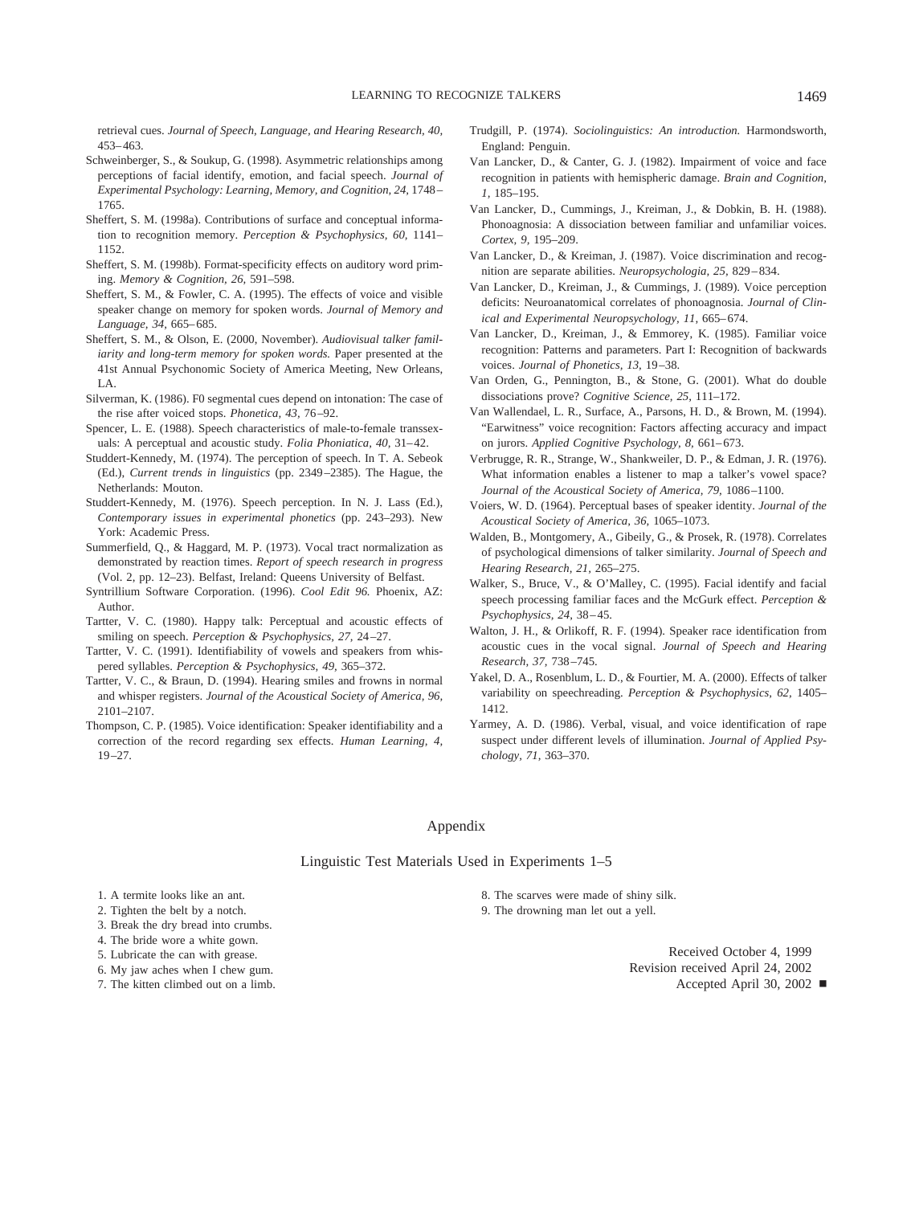retrieval cues. *Journal of Speech, Language, and Hearing Research, 40,* 453–463.

Schweinberger, S., & Soukup, G. (1998). Asymmetric relationships among perceptions of facial identify, emotion, and facial speech. *Journal of Experimental Psychology: Learning, Memory, and Cognition, 24,* 1748–1765.

Sheffert, S. M. (1998a). Contributions of surface and conceptual information to recognition memory. *Perception & Psychophysics, 60,* 1141–1152.

Sheffert, S. M. (1998b). Format-specificity effects on auditory word priming. *Memory & Cognition, 26,* 591–598.

Sheffert, S. M., & Fowler, C. A. (1995). The effects of voice and visible speaker change on memory for spoken words. *Journal of Memory and Language, 34,* 665–685.

Sheffert, S. M., & Olson, E. (2000, November). *Audiovisual talker familiarity and long-term memory for spoken words.* Paper presented at the 41st Annual Psychonomic Society of America Meeting, New Orleans, LA.

Silverman, K. (1986). F0 segmental cues depend on intonation: The case of the rise after voiced stops. *Phonetica, 43,* 76–92.

Spencer, L. E. (1988). Speech characteristics of male-to-female transsexuals: A perceptual and acoustic study. *Folia Phoniatica, 40,* 31–42.

Studdert-Kennedy, M. (1974). The perception of speech. In T. A. Sebeok (Ed.), *Current trends in linguistics* (pp. 2349–2385). The Hague, the Netherlands: Mouton.

Studdert-Kennedy, M. (1976). Speech perception. In N. J. Lass (Ed.), *Contemporary issues in experimental phonetics* (pp. 243–293). New York: Academic Press.

Summerfield, Q., & Haggard, M. P. (1973). Vocal tract normalization as demonstrated by reaction times. *Report of speech research in progress* (Vol. 2, pp. 12–23). Belfast, Ireland: Queens University of Belfast.

Syntrillium Software Corporation. (1996). *Cool Edit 96.* Phoenix, AZ: Author.

Tartter, V. C. (1980). Happy talk: Perceptual and acoustic effects of smiling on speech. *Perception & Psychophysics, 27,* 24–27.

Tartter, V. C. (1991). Identifiability of vowels and speakers from whispered syllables. *Perception & Psychophysics, 49,* 365–372.

Tartter, V. C., & Braun, D. (1994). Hearing smiles and frowns in normal and whisper registers. *Journal of the Acoustical Society of America, 96,* 2101–2107.

Thompson, C. P. (1985). Voice identification: Speaker identifiability and a correction of the record regarding sex effects. *Human Learning, 4,* 19–27.

Trudgill, P. (1974). *Sociolinguistics: An introduction.* Harmondsworth, England: Penguin.

Van Lancker, D., & Canter, G. J. (1982). Impairment of voice and face recognition in patients with hemispheric damage. *Brain and Cognition, 1,* 185–195.

Van Lancker, D., Cummings, J., Kreiman, J., & Dobkin, B. H. (1988). Phonoagnosia: A dissociation between familiar and unfamiliar voices. *Cortex, 9,* 195–209.

Van Lancker, D., & Kreiman, J. (1987). Voice discrimination and recognition are separate abilities. *Neuropsychologia, 25,* 829–834.

Van Lancker, D., Kreiman, J., & Cummings, J. (1989). Voice perception deficits: Neuroanatomical correlates of phonoagnosia. *Journal of Clinical and Experimental Neuropsychology, 11,* 665–674.

Van Lancker, D., Kreiman, J., & Emmorey, K. (1985). Familiar voice recognition: Patterns and parameters. Part I: Recognition of backwards voices. *Journal of Phonetics, 13,* 19–38.

Van Orden, G., Pennington, B., & Stone, G. (2001). What do double dissociations prove? *Cognitive Science, 25,* 111–172.

Van Wallendael, L. R., Surface, A., Parsons, H. D., & Brown, M. (1994). "Earwitness" voice recognition: Factors affecting accuracy and impact on jurors. *Applied Cognitive Psychology, 8,* 661–673.

Verbrugge, R. R., Strange, W., Shankweiler, D. P., & Edman, J. R. (1976). What information enables a listener to map a talker's vowel space? *Journal of the Acoustical Society of America, 79,* 1086–1100.

Voiers, W. D. (1964). Perceptual bases of speaker identity. *Journal of the Acoustical Society of America, 36,* 1065–1073.

Walden, B., Montgomery, A., Gibeily, G., & Prosek, R. (1978). Correlates of psychological dimensions of talker similarity. *Journal of Speech and Hearing Research, 21,* 265–275.

Walker, S., Bruce, V., & O'Malley, C. (1995). Facial identify and facial speech processing familiar faces and the McGurk effect. *Perception & Psychophysics, 24,* 38–45.

Walton, J. H., & Orlikoff, R. F. (1994). Speaker race identification from acoustic cues in the vocal signal. *Journal of Speech and Hearing Research, 37,* 738–745.

Yakel, D. A., Rosenblum, L. D., & Fourtier, M. A. (2000). Effects of talker variability on speechreading. *Perception & Psychophysics, 62,* 1405–1412.

Yarmey, A. D. (1986). Verbal, visual, and voice identification of rape suspect under different levels of illumination. *Journal of Applied Psychology, 71,* 363–370.

## Appendix

### Linguistic Test Materials Used in Experiments 1–5

1. A termite looks like an ant.
2. Tighten the belt by a notch.
3. Break the dry bread into crumbs.
4. The bride wore a white gown.
5. Lubricate the can with grease.
6. My jaw aches when I chew gum.
7. The kitten climbed out on a limb.
8. The scarves were made of shiny silk.
9. The drowning man let out a yell.

Received October 4, 1999
Revision received April 24, 2002
Accepted April 30, 2002 ■